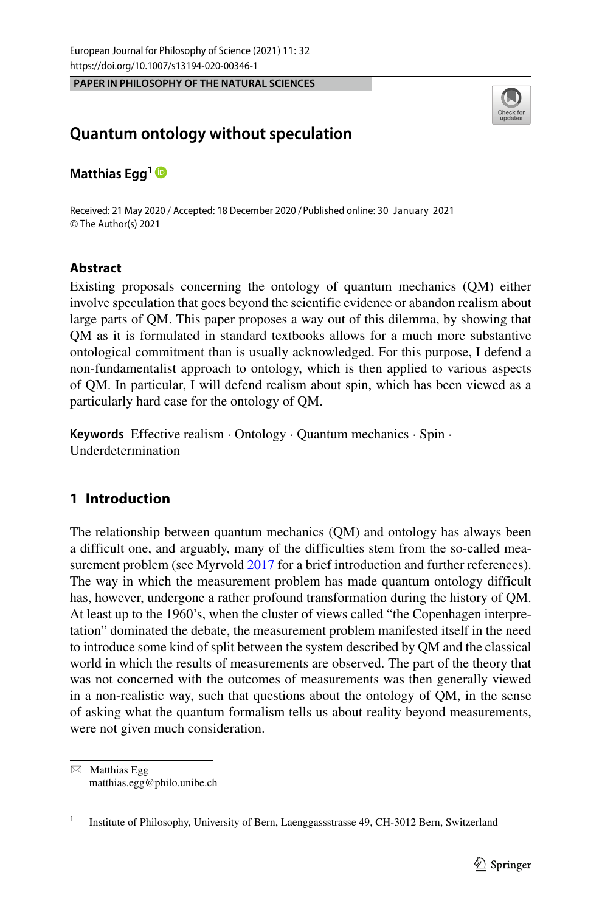PAPER IN PHILOSOPHY OF THE NATURAL SCIENCES

# Quantum ontology without speculation

**Matthias Egg**[1]

Received: 21 May 2020 / Accepted: 18 December 2020 / Published online: 30 January 2021
© The Author(s) 2021

## Abstract

Existing proposals concerning the ontology of quantum mechanics (QM) either involve speculation that goes beyond the scientific evidence or abandon realism about large parts of QM. This paper proposes a way out of this dilemma, by showing that QM as it is formulated in standard textbooks allows for a much more substantive ontological commitment than is usually acknowledged. For this purpose, I defend a non-fundamentalist approach to ontology, which is then applied to various aspects of QM. In particular, I will defend realism about spin, which has been viewed as a particularly hard case for the ontology of QM.

**Keywords** Effective realism · Ontology · Quantum mechanics · Spin · Underdetermination

## 1 Introduction

The relationship between quantum mechanics (QM) and ontology has always been a difficult one, and arguably, many of the difficulties stem from the so-called measurement problem (see Myrvold 2017 for a brief introduction and further references). The way in which the measurement problem has made quantum ontology difficult has, however, undergone a rather profound transformation during the history of QM. At least up to the 1960's, when the cluster of views called "the Copenhagen interpretation" dominated the debate, the measurement problem manifested itself in the need to introduce some kind of split between the system described by QM and the classical world in which the results of measurements are observed. The part of the theory that was not concerned with the outcomes of measurements was then generally viewed in a non-realistic way, such that questions about the ontology of QM, in the sense of asking what the quantum formalism tells us about reality beyond measurements, were not given much consideration.

---

✉ Matthias Egg
matthias.egg@philo.unibe.ch

[1] Institute of Philosophy, University of Bern, Laenggassstrasse 49, CH-3012 Bern, Switzerland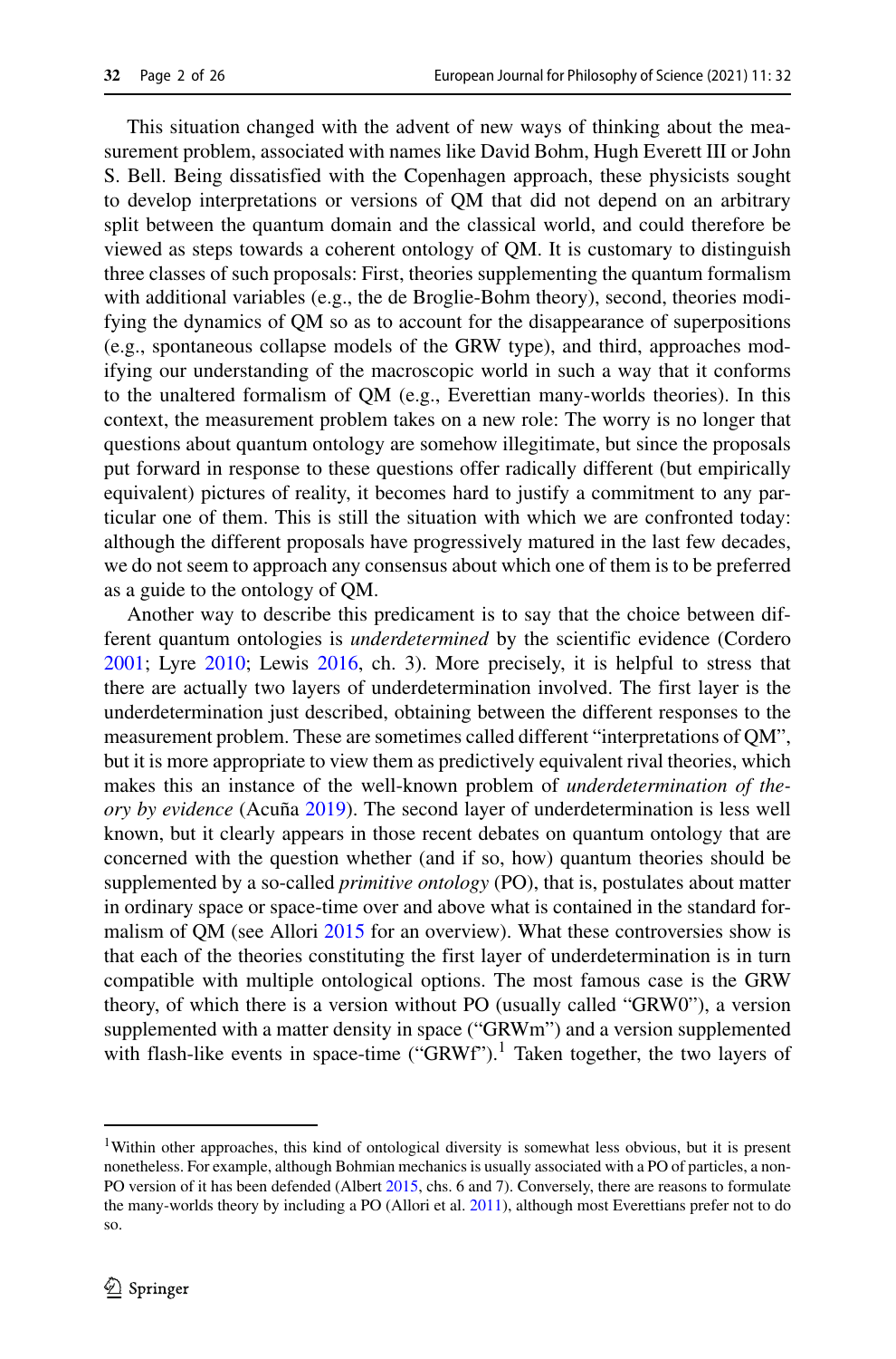This situation changed with the advent of new ways of thinking about the measurement problem, associated with names like David Bohm, Hugh Everett III or John S. Bell. Being dissatisfied with the Copenhagen approach, these physicists sought to develop interpretations or versions of QM that did not depend on an arbitrary split between the quantum domain and the classical world, and could therefore be viewed as steps towards a coherent ontology of QM. It is customary to distinguish three classes of such proposals: First, theories supplementing the quantum formalism with additional variables (e.g., the de Broglie-Bohm theory), second, theories modifying the dynamics of QM so as to account for the disappearance of superpositions (e.g., spontaneous collapse models of the GRW type), and third, approaches modifying our understanding of the macroscopic world in such a way that it conforms to the unaltered formalism of QM (e.g., Everettian many-worlds theories). In this context, the measurement problem takes on a new role: The worry is no longer that questions about quantum ontology are somehow illegitimate, but since the proposals put forward in response to these questions offer radically different (but empirically equivalent) pictures of reality, it becomes hard to justify a commitment to any particular one of them. This is still the situation with which we are confronted today: although the different proposals have progressively matured in the last few decades, we do not seem to approach any consensus about which one of them is to be preferred as a guide to the ontology of QM.

Another way to describe this predicament is to say that the choice between different quantum ontologies is *underdetermined* by the scientific evidence (Cordero 2001; Lyre 2010; Lewis 2016, ch. 3). More precisely, it is helpful to stress that there are actually two layers of underdetermination involved. The first layer is the underdetermination just described, obtaining between the different responses to the measurement problem. These are sometimes called different "interpretations of QM", but it is more appropriate to view them as predictively equivalent rival theories, which makes this an instance of the well-known problem of *underdetermination of theory by evidence* (Acuña 2019). The second layer of underdetermination is less well known, but it clearly appears in those recent debates on quantum ontology that are concerned with the question whether (and if so, how) quantum theories should be supplemented by a so-called *primitive ontology* (PO), that is, postulates about matter in ordinary space or space-time over and above what is contained in the standard formalism of QM (see Allori 2015 for an overview). What these controversies show is that each of the theories constituting the first layer of underdetermination is in turn compatible with multiple ontological options. The most famous case is the GRW theory, of which there is a version without PO (usually called "GRW0"), a version supplemented with a matter density in space ("GRWm") and a version supplemented with flash-like events in space-time ("GRWf").[1] Taken together, the two layers of

---

[1] Within other approaches, this kind of ontological diversity is somewhat less obvious, but it is present nonetheless. For example, although Bohmian mechanics is usually associated with a PO of particles, a non-PO version of it has been defended (Albert 2015, chs. 6 and 7). Conversely, there are reasons to formulate the many-worlds theory by including a PO (Allori et al. 2011), although most Everettians prefer not to do so.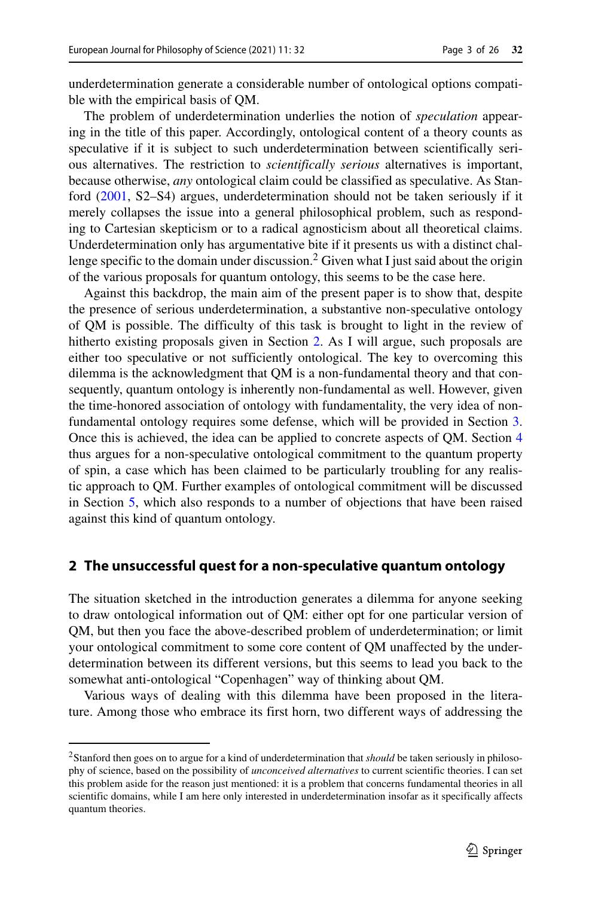underdetermination generate a considerable number of ontological options compatible with the empirical basis of QM.

The problem of underdetermination underlies the notion of *speculation* appearing in the title of this paper. Accordingly, ontological content of a theory counts as speculative if it is subject to such underdetermination between scientifically serious alternatives. The restriction to *scientifically serious* alternatives is important, because otherwise, *any* ontological claim could be classified as speculative. As Stanford (2001, S2–S4) argues, underdetermination should not be taken seriously if it merely collapses the issue into a general philosophical problem, such as responding to Cartesian skepticism or to a radical agnosticism about all theoretical claims. Underdetermination only has argumentative bite if it presents us with a distinct challenge specific to the domain under discussion.[2] Given what I just said about the origin of the various proposals for quantum ontology, this seems to be the case here.

Against this backdrop, the main aim of the present paper is to show that, despite the presence of serious underdetermination, a substantive non-speculative ontology of QM is possible. The difficulty of this task is brought to light in the review of hitherto existing proposals given in Section 2. As I will argue, such proposals are either too speculative or not sufficiently ontological. The key to overcoming this dilemma is the acknowledgment that QM is a non-fundamental theory and that consequently, quantum ontology is inherently non-fundamental as well. However, given the time-honored association of ontology with fundamentality, the very idea of non-fundamental ontology requires some defense, which will be provided in Section 3. Once this is achieved, the idea can be applied to concrete aspects of QM. Section 4 thus argues for a non-speculative ontological commitment to the quantum property of spin, a case which has been claimed to be particularly troubling for any realistic approach to QM. Further examples of ontological commitment will be discussed in Section 5, which also responds to a number of objections that have been raised against this kind of quantum ontology.

## 2 The unsuccessful quest for a non-speculative quantum ontology

The situation sketched in the introduction generates a dilemma for anyone seeking to draw ontological information out of QM: either opt for one particular version of QM, but then you face the above-described problem of underdetermination; or limit your ontological commitment to some core content of QM unaffected by the underdetermination between its different versions, but this seems to lead you back to the somewhat anti-ontological "Copenhagen" way of thinking about QM.

Various ways of dealing with this dilemma have been proposed in the literature. Among those who embrace its first horn, two different ways of addressing the

---

[2] Stanford then goes on to argue for a kind of underdetermination that *should* be taken seriously in philosophy of science, based on the possibility of *unconceived alternatives* to current scientific theories. I can set this problem aside for the reason just mentioned: it is a problem that concerns fundamental theories in all scientific domains, while I am here only interested in underdetermination insofar as it specifically affects quantum theories.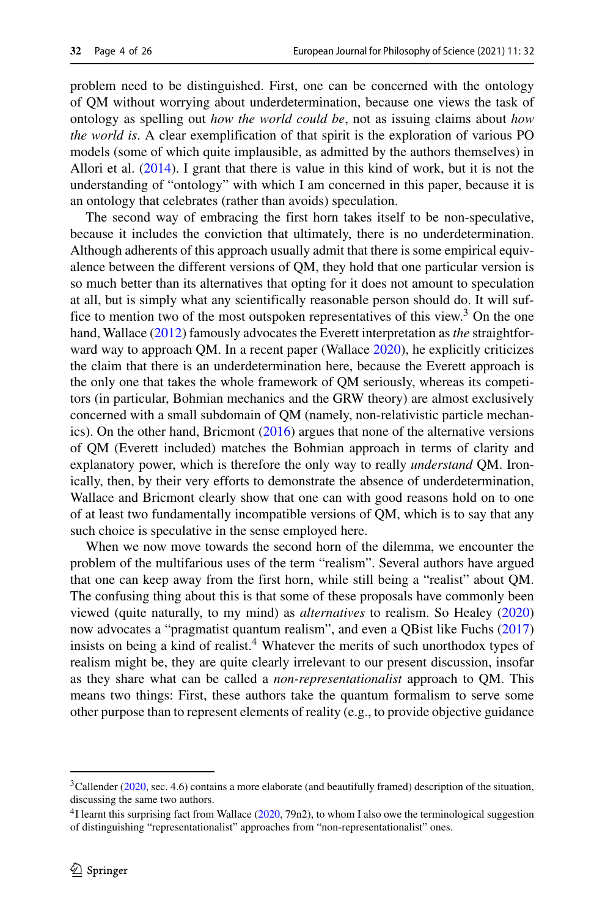problem need to be distinguished. First, one can be concerned with the ontology of QM without worrying about underdetermination, because one views the task of ontology as spelling out *how the world could be*, not as issuing claims about *how the world is*. A clear exemplification of that spirit is the exploration of various PO models (some of which quite implausible, as admitted by the authors themselves) in Allori et al. (2014). I grant that there is value in this kind of work, but it is not the understanding of "ontology" with which I am concerned in this paper, because it is an ontology that celebrates (rather than avoids) speculation.

The second way of embracing the first horn takes itself to be non-speculative, because it includes the conviction that ultimately, there is no underdetermination. Although adherents of this approach usually admit that there is some empirical equivalence between the different versions of QM, they hold that one particular version is so much better than its alternatives that opting for it does not amount to speculation at all, but is simply what any scientifically reasonable person should do. It will suffice to mention two of the most outspoken representatives of this view.[3] On the one hand, Wallace (2012) famously advocates the Everett interpretation as *the* straightforward way to approach QM. In a recent paper (Wallace 2020), he explicitly criticizes the claim that there is an underdetermination here, because the Everett approach is the only one that takes the whole framework of QM seriously, whereas its competitors (in particular, Bohmian mechanics and the GRW theory) are almost exclusively concerned with a small subdomain of QM (namely, non-relativistic particle mechanics). On the other hand, Bricmont (2016) argues that none of the alternative versions of QM (Everett included) matches the Bohmian approach in terms of clarity and explanatory power, which is therefore the only way to really *understand* QM. Ironically, then, by their very efforts to demonstrate the absence of underdetermination, Wallace and Bricmont clearly show that one can with good reasons hold on to one of at least two fundamentally incompatible versions of QM, which is to say that any such choice is speculative in the sense employed here.

When we now move towards the second horn of the dilemma, we encounter the problem of the multifarious uses of the term "realism". Several authors have argued that one can keep away from the first horn, while still being a "realist" about QM. The confusing thing about this is that some of these proposals have commonly been viewed (quite naturally, to my mind) as *alternatives* to realism. So Healey (2020) now advocates a "pragmatist quantum realism", and even a QBist like Fuchs (2017) insists on being a kind of realist.[4] Whatever the merits of such unorthodox types of realism might be, they are quite clearly irrelevant to our present discussion, insofar as they share what can be called a *non-representationalist* approach to QM. This means two things: First, these authors take the quantum formalism to serve some other purpose than to represent elements of reality (e.g., to provide objective guidance

---

[3] Callender (2020, sec. 4.6) contains a more elaborate (and beautifully framed) description of the situation, discussing the same two authors.

[4] I learnt this surprising fact from Wallace (2020, 79n2), to whom I also owe the terminological suggestion of distinguishing "representationalist" approaches from "non-representationalist" ones.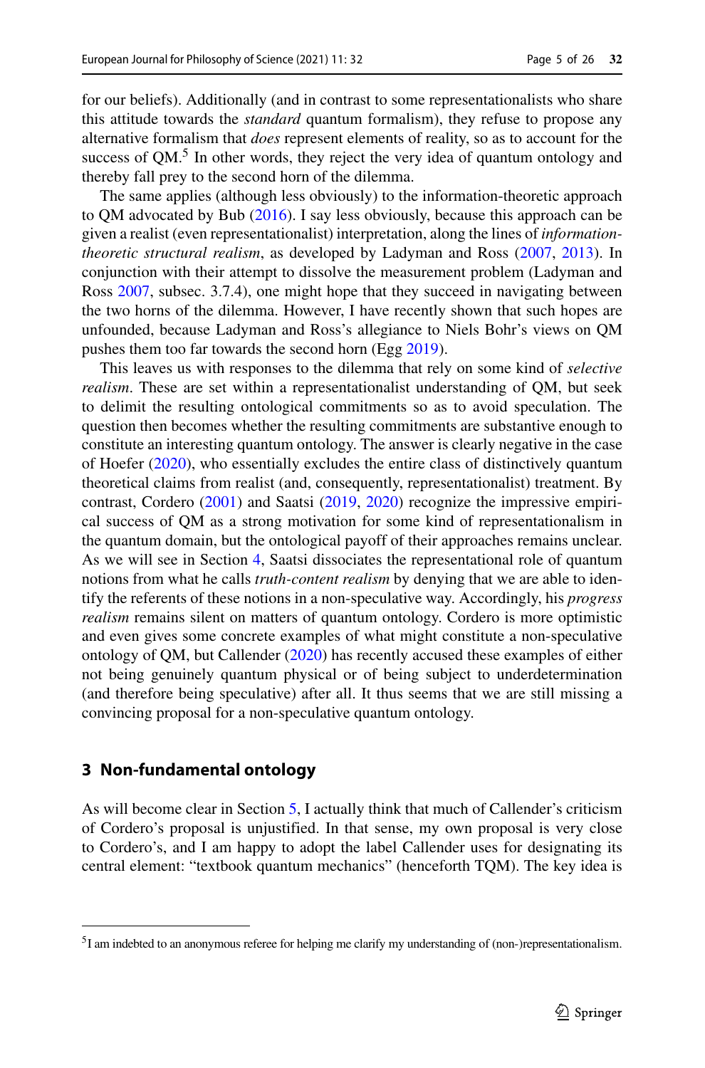for our beliefs). Additionally (and in contrast to some representationalists who share this attitude towards the *standard* quantum formalism), they refuse to propose any alternative formalism that *does* represent elements of reality, so as to account for the success of QM.[5] In other words, they reject the very idea of quantum ontology and thereby fall prey to the second horn of the dilemma.

The same applies (although less obviously) to the information-theoretic approach to QM advocated by Bub (2016). I say less obviously, because this approach can be given a realist (even representationalist) interpretation, along the lines of *information-theoretic structural realism*, as developed by Ladyman and Ross (2007, 2013). In conjunction with their attempt to dissolve the measurement problem (Ladyman and Ross 2007, subsec. 3.7.4), one might hope that they succeed in navigating between the two horns of the dilemma. However, I have recently shown that such hopes are unfounded, because Ladyman and Ross's allegiance to Niels Bohr's views on QM pushes them too far towards the second horn (Egg 2019).

This leaves us with responses to the dilemma that rely on some kind of *selective realism*. These are set within a representationalist understanding of QM, but seek to delimit the resulting ontological commitments so as to avoid speculation. The question then becomes whether the resulting commitments are substantive enough to constitute an interesting quantum ontology. The answer is clearly negative in the case of Hoefer (2020), who essentially excludes the entire class of distinctively quantum theoretical claims from realist (and, consequently, representationalist) treatment. By contrast, Cordero (2001) and Saatsi (2019, 2020) recognize the impressive empirical success of QM as a strong motivation for some kind of representationalism in the quantum domain, but the ontological payoff of their approaches remains unclear. As we will see in Section 4, Saatsi dissociates the representational role of quantum notions from what he calls *truth-content realism* by denying that we are able to identify the referents of these notions in a non-speculative way. Accordingly, his *progress realism* remains silent on matters of quantum ontology. Cordero is more optimistic and even gives some concrete examples of what might constitute a non-speculative ontology of QM, but Callender (2020) has recently accused these examples of either not being genuinely quantum physical or of being subject to underdetermination (and therefore being speculative) after all. It thus seems that we are still missing a convincing proposal for a non-speculative quantum ontology.

## 3 Non-fundamental ontology

As will become clear in Section 5, I actually think that much of Callender's criticism of Cordero's proposal is unjustified. In that sense, my own proposal is very close to Cordero's, and I am happy to adopt the label Callender uses for designating its central element: "textbook quantum mechanics" (henceforth TQM). The key idea is

---

[5] I am indebted to an anonymous referee for helping me clarify my understanding of (non-)representationalism.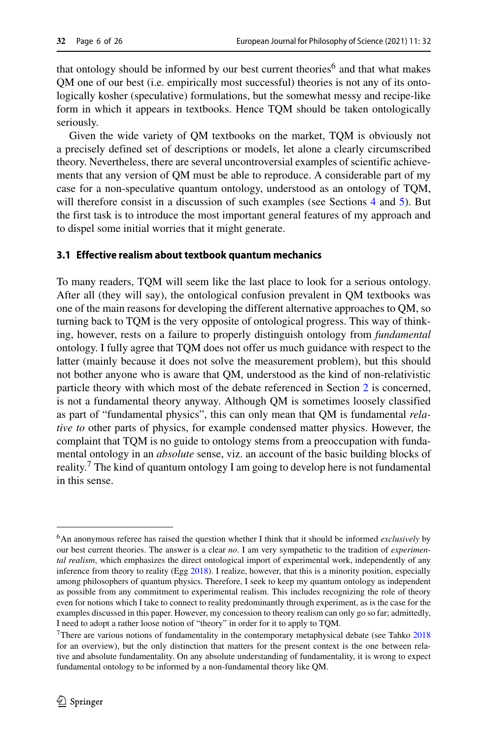that ontology should be informed by our best current theories[6] and that what makes QM one of our best (i.e. empirically most successful) theories is not any of its ontologically kosher (speculative) formulations, but the somewhat messy and recipe-like form in which it appears in textbooks. Hence TQM should be taken ontologically seriously.

Given the wide variety of QM textbooks on the market, TQM is obviously not a precisely defined set of descriptions or models, let alone a clearly circumscribed theory. Nevertheless, there are several uncontroversial examples of scientific achievements that any version of QM must be able to reproduce. A considerable part of my case for a non-speculative quantum ontology, understood as an ontology of TQM, will therefore consist in a discussion of such examples (see Sections 4 and 5). But the first task is to introduce the most important general features of my approach and to dispel some initial worries that it might generate.

### 3.1 Effective realism about textbook quantum mechanics

To many readers, TQM will seem like the last place to look for a serious ontology. After all (they will say), the ontological confusion prevalent in QM textbooks was one of the main reasons for developing the different alternative approaches to QM, so turning back to TQM is the very opposite of ontological progress. This way of thinking, however, rests on a failure to properly distinguish ontology from *fundamental* ontology. I fully agree that TQM does not offer us much guidance with respect to the latter (mainly because it does not solve the measurement problem), but this should not bother anyone who is aware that QM, understood as the kind of non-relativistic particle theory with which most of the debate referenced in Section 2 is concerned, is not a fundamental theory anyway. Although QM is sometimes loosely classified as part of "fundamental physics", this can only mean that QM is fundamental *relative to* other parts of physics, for example condensed matter physics. However, the complaint that TQM is no guide to ontology stems from a preoccupation with fundamental ontology in an *absolute* sense, viz. an account of the basic building blocks of reality.[7] The kind of quantum ontology I am going to develop here is not fundamental in this sense.

---

[6] An anonymous referee has raised the question whether I think that it should be informed *exclusively* by our best current theories. The answer is a clear *no*. I am very sympathetic to the tradition of *experimental realism*, which emphasizes the direct ontological import of experimental work, independently of any inference from theory to reality (Egg 2018). I realize, however, that this is a minority position, especially among philosophers of quantum physics. Therefore, I seek to keep my quantum ontology as independent as possible from any commitment to experimental realism. This includes recognizing the role of theory even for notions which I take to connect to reality predominantly through experiment, as is the case for the examples discussed in this paper. However, my concession to theory realism can only go so far; admittedly, I need to adopt a rather loose notion of "theory" in order for it to apply to TQM.

[7] There are various notions of fundamentality in the contemporary metaphysical debate (see Tahko 2018 for an overview), but the only distinction that matters for the present context is the one between relative and absolute fundamentality. On any absolute understanding of fundamentality, it is wrong to expect fundamental ontology to be informed by a non-fundamental theory like QM.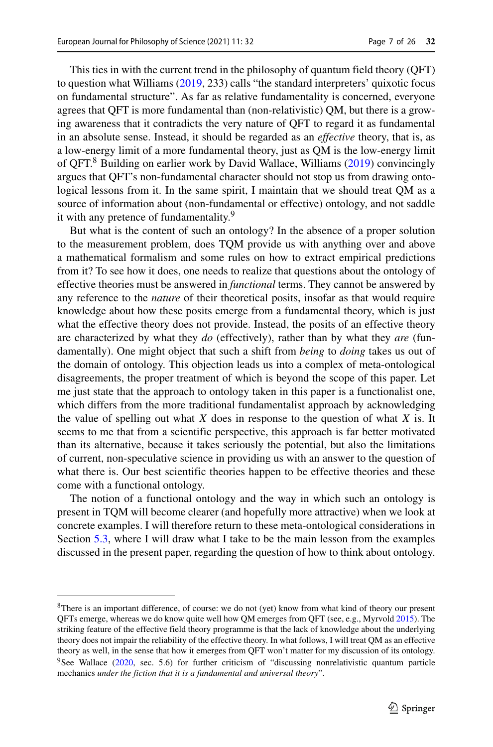This ties in with the current trend in the philosophy of quantum field theory (QFT) to question what Williams (2019, 233) calls "the standard interpreters' quixotic focus on fundamental structure". As far as relative fundamentality is concerned, everyone agrees that QFT is more fundamental than (non-relativistic) QM, but there is a growing awareness that it contradicts the very nature of QFT to regard it as fundamental in an absolute sense. Instead, it should be regarded as an *effective* theory, that is, as a low-energy limit of a more fundamental theory, just as QM is the low-energy limit of QFT.[8] Building on earlier work by David Wallace, Williams (2019) convincingly argues that QFT's non-fundamental character should not stop us from drawing ontological lessons from it. In the same spirit, I maintain that we should treat QM as a source of information about (non-fundamental or effective) ontology, and not saddle it with any pretence of fundamentality.[9]

But what is the content of such an ontology? In the absence of a proper solution to the measurement problem, does TQM provide us with anything over and above a mathematical formalism and some rules on how to extract empirical predictions from it? To see how it does, one needs to realize that questions about the ontology of effective theories must be answered in *functional* terms. They cannot be answered by any reference to the *nature* of their theoretical posits, insofar as that would require knowledge about how these posits emerge from a fundamental theory, which is just what the effective theory does not provide. Instead, the posits of an effective theory are characterized by what they *do* (effectively), rather than by what they *are* (fundamentally). One might object that such a shift from *being* to *doing* takes us out of the domain of ontology. This objection leads us into a complex of meta-ontological disagreements, the proper treatment of which is beyond the scope of this paper. Let me just state that the approach to ontology taken in this paper is a functionalist one, which differs from the more traditional fundamentalist approach by acknowledging the value of spelling out what $X$ does in response to the question of what $X$ is. It seems to me that from a scientific perspective, this approach is far better motivated than its alternative, because it takes seriously the potential, but also the limitations of current, non-speculative science in providing us with an answer to the question of what there is. Our best scientific theories happen to be effective theories and these come with a functional ontology.

The notion of a functional ontology and the way in which such an ontology is present in TQM will become clearer (and hopefully more attractive) when we look at concrete examples. I will therefore return to these meta-ontological considerations in Section 5.3, where I will draw what I take to be the main lesson from the examples discussed in the present paper, regarding the question of how to think about ontology.

---

[8] There is an important difference, of course: we do not (yet) know from what kind of theory our present QFTs emerge, whereas we do know quite well how QM emerges from QFT (see, e.g., Myrvold 2015). The striking feature of the effective field theory programme is that the lack of knowledge about the underlying theory does not impair the reliability of the effective theory. In what follows, I will treat QM as an effective theory as well, in the sense that how it emerges from QFT won't matter for my discussion of its ontology.

[9] See Wallace (2020, sec. 5.6) for further criticism of "discussing nonrelativistic quantum particle mechanics *under the fiction that it is a fundamental and universal theory*".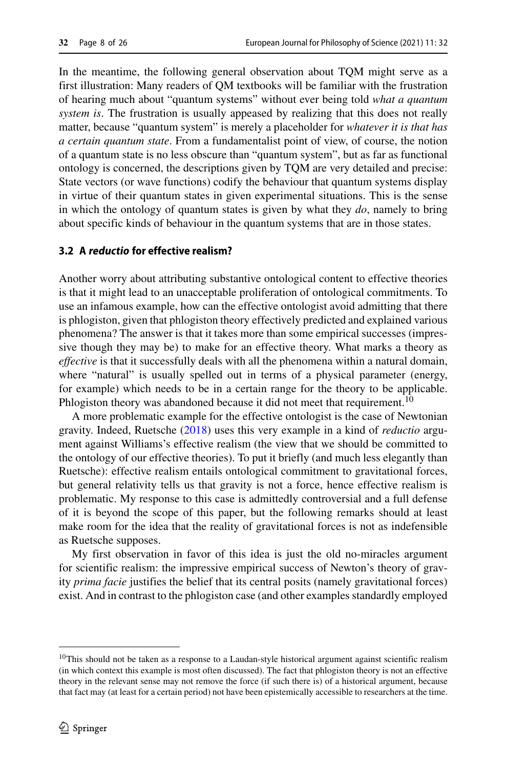In the meantime, the following general observation about TQM might serve as a first illustration: Many readers of QM textbooks will be familiar with the frustration of hearing much about "quantum systems" without ever being told *what a quantum system is*. The frustration is usually appeased by realizing that this does not really matter, because "quantum system" is merely a placeholder for *whatever it is that has a certain quantum state*. From a fundamentalist point of view, of course, the notion of a quantum state is no less obscure than "quantum system", but as far as functional ontology is concerned, the descriptions given by TQM are very detailed and precise: State vectors (or wave functions) codify the behaviour that quantum systems display in virtue of their quantum states in given experimental situations. This is the sense in which the ontology of quantum states is given by what they *do*, namely to bring about specific kinds of behaviour in the quantum systems that are in those states.

### 3.2 A *reductio* for effective realism?

Another worry about attributing substantive ontological content to effective theories is that it might lead to an unacceptable proliferation of ontological commitments. To use an infamous example, how can the effective ontologist avoid admitting that there is phlogiston, given that phlogiston theory effectively predicted and explained various phenomena? The answer is that it takes more than some empirical successes (impressive though they may be) to make for an effective theory. What marks a theory as *effective* is that it successfully deals with all the phenomena within a natural domain, where "natural" is usually spelled out in terms of a physical parameter (energy, for example) which needs to be in a certain range for the theory to be applicable. Phlogiston theory was abandoned because it did not meet that requirement.[10]

A more problematic example for the effective ontologist is the case of Newtonian gravity. Indeed, Ruetsche (2018) uses this very example in a kind of *reductio* argument against Williams's effective realism (the view that we should be committed to the ontology of our effective theories). To put it briefly (and much less elegantly than Ruetsche): effective realism entails ontological commitment to gravitational forces, but general relativity tells us that gravity is not a force, hence effective realism is problematic. My response to this case is admittedly controversial and a full defense of it is beyond the scope of this paper, but the following remarks should at least make room for the idea that the reality of gravitational forces is not as indefensible as Ruetsche supposes.

My first observation in favor of this idea is just the old no-miracles argument for scientific realism: the impressive empirical success of Newton's theory of gravity *prima facie* justifies the belief that its central posits (namely gravitational forces) exist. And in contrast to the phlogiston case (and other examples standardly employed

[10] This should not be taken as a response to a Laudan-style historical argument against scientific realism (in which context this example is most often discussed). The fact that phlogiston theory is not an effective theory in the relevant sense may not remove the force (if such there is) of a historical argument, because that fact may (at least for a certain period) not have been epistemically accessible to researchers at the time.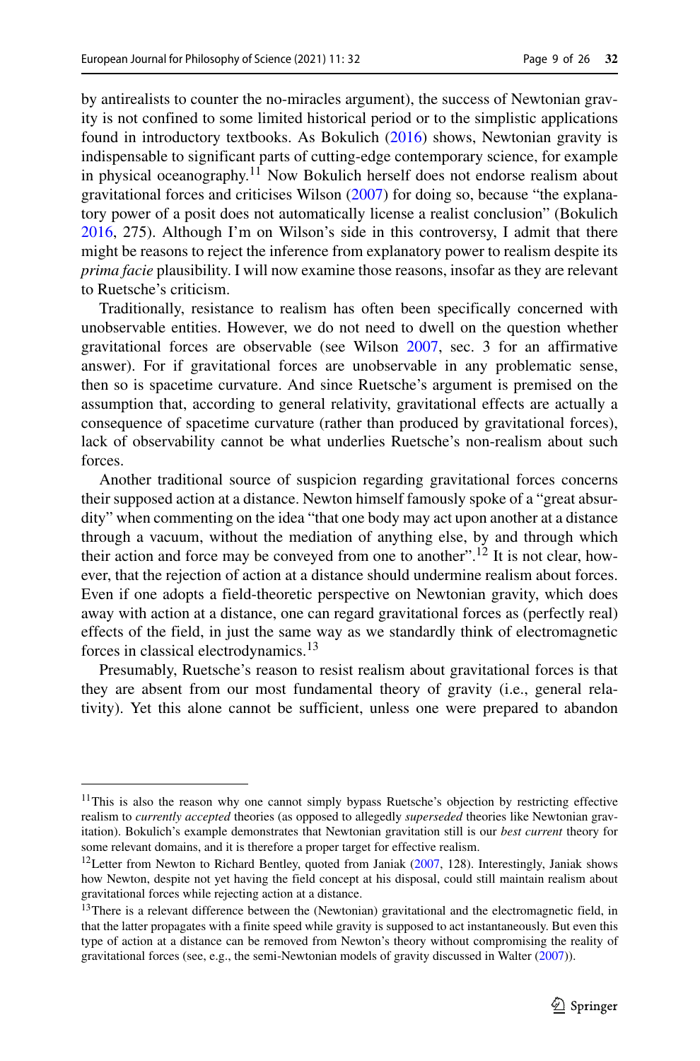by antirealists to counter the no-miracles argument), the success of Newtonian gravity is not confined to some limited historical period or to the simplistic applications found in introductory textbooks. As Bokulich (2016) shows, Newtonian gravity is indispensable to significant parts of cutting-edge contemporary science, for example in physical oceanography.[11] Now Bokulich herself does not endorse realism about gravitational forces and criticises Wilson (2007) for doing so, because "the explanatory power of a posit does not automatically license a realist conclusion" (Bokulich 2016, 275). Although I'm on Wilson's side in this controversy, I admit that there might be reasons to reject the inference from explanatory power to realism despite its *prima facie* plausibility. I will now examine those reasons, insofar as they are relevant to Ruetsche's criticism.

Traditionally, resistance to realism has often been specifically concerned with unobservable entities. However, we do not need to dwell on the question whether gravitational forces are observable (see Wilson 2007, sec. 3 for an affirmative answer). For if gravitational forces are unobservable in any problematic sense, then so is spacetime curvature. And since Ruetsche's argument is premised on the assumption that, according to general relativity, gravitational effects are actually a consequence of spacetime curvature (rather than produced by gravitational forces), lack of observability cannot be what underlies Ruetsche's non-realism about such forces.

Another traditional source of suspicion regarding gravitational forces concerns their supposed action at a distance. Newton himself famously spoke of a "great absurdity" when commenting on the idea "that one body may act upon another at a distance through a vacuum, without the mediation of anything else, by and through which their action and force may be conveyed from one to another".[12] It is not clear, however, that the rejection of action at a distance should undermine realism about forces. Even if one adopts a field-theoretic perspective on Newtonian gravity, which does away with action at a distance, one can regard gravitational forces as (perfectly real) effects of the field, in just the same way as we standardly think of electromagnetic forces in classical electrodynamics.[13]

Presumably, Ruetsche's reason to resist realism about gravitational forces is that they are absent from our most fundamental theory of gravity (i.e., general relativity). Yet this alone cannot be sufficient, unless one were prepared to abandon

---

[11]This is also the reason why one cannot simply bypass Ruetsche's objection by restricting effective realism to *currently accepted* theories (as opposed to allegedly *superseded* theories like Newtonian gravitation). Bokulich's example demonstrates that Newtonian gravitation still is our *best current* theory for some relevant domains, and it is therefore a proper target for effective realism.

[12]Letter from Newton to Richard Bentley, quoted from Janiak (2007, 128). Interestingly, Janiak shows how Newton, despite not yet having the field concept at his disposal, could still maintain realism about gravitational forces while rejecting action at a distance.

[13]There is a relevant difference between the (Newtonian) gravitational and the electromagnetic field, in that the latter propagates with a finite speed while gravity is supposed to act instantaneously. But even this type of action at a distance can be removed from Newton's theory without compromising the reality of gravitational forces (see, e.g., the semi-Newtonian models of gravity discussed in Walter (2007)).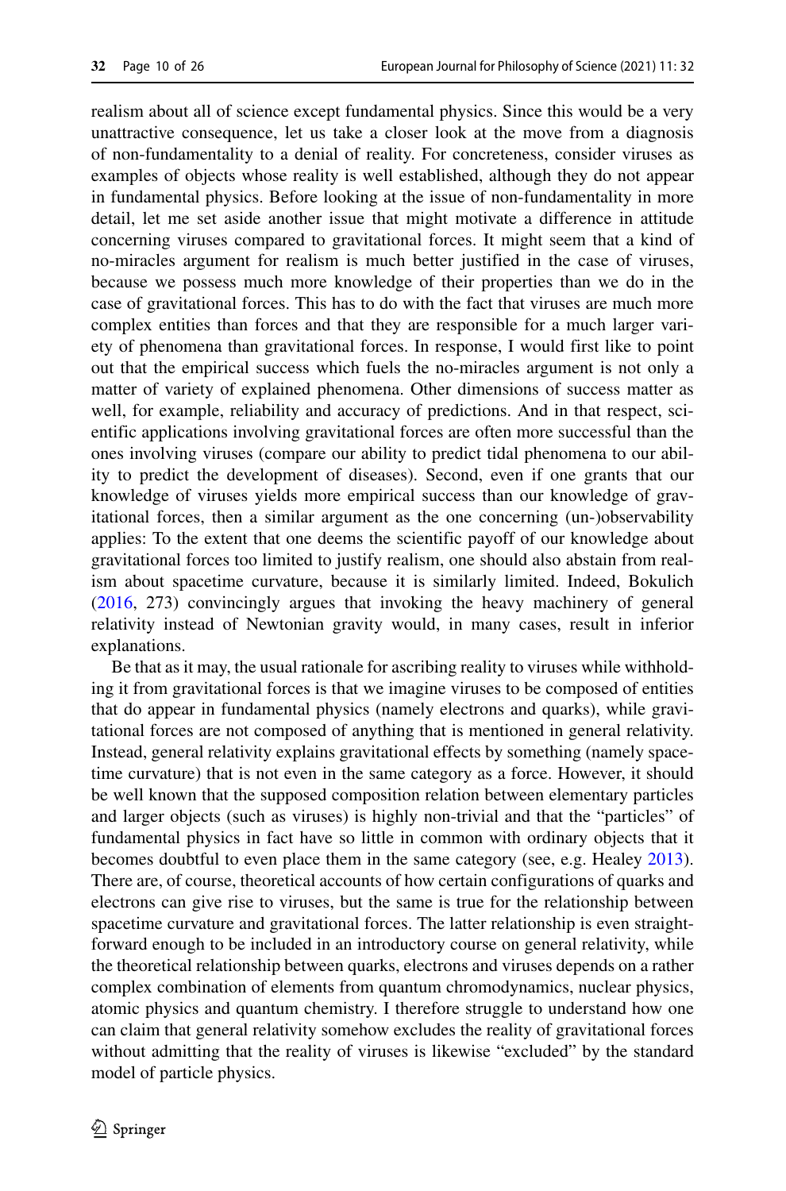realism about all of science except fundamental physics. Since this would be a very unattractive consequence, let us take a closer look at the move from a diagnosis of non-fundamentality to a denial of reality. For concreteness, consider viruses as examples of objects whose reality is well established, although they do not appear in fundamental physics. Before looking at the issue of non-fundamentality in more detail, let me set aside another issue that might motivate a difference in attitude concerning viruses compared to gravitational forces. It might seem that a kind of no-miracles argument for realism is much better justified in the case of viruses, because we possess much more knowledge of their properties than we do in the case of gravitational forces. This has to do with the fact that viruses are much more complex entities than forces and that they are responsible for a much larger variety of phenomena than gravitational forces. In response, I would first like to point out that the empirical success which fuels the no-miracles argument is not only a matter of variety of explained phenomena. Other dimensions of success matter as well, for example, reliability and accuracy of predictions. And in that respect, scientific applications involving gravitational forces are often more successful than the ones involving viruses (compare our ability to predict tidal phenomena to our ability to predict the development of diseases). Second, even if one grants that our knowledge of viruses yields more empirical success than our knowledge of gravitational forces, then a similar argument as the one concerning (un-)observability applies: To the extent that one deems the scientific payoff of our knowledge about gravitational forces too limited to justify realism, one should also abstain from realism about spacetime curvature, because it is similarly limited. Indeed, Bokulich (2016, 273) convincingly argues that invoking the heavy machinery of general relativity instead of Newtonian gravity would, in many cases, result in inferior explanations.

Be that as it may, the usual rationale for ascribing reality to viruses while withholding it from gravitational forces is that we imagine viruses to be composed of entities that do appear in fundamental physics (namely electrons and quarks), while gravitational forces are not composed of anything that is mentioned in general relativity. Instead, general relativity explains gravitational effects by something (namely spacetime curvature) that is not even in the same category as a force. However, it should be well known that the supposed composition relation between elementary particles and larger objects (such as viruses) is highly non-trivial and that the "particles" of fundamental physics in fact have so little in common with ordinary objects that it becomes doubtful to even place them in the same category (see, e.g. Healey 2013). There are, of course, theoretical accounts of how certain configurations of quarks and electrons can give rise to viruses, but the same is true for the relationship between spacetime curvature and gravitational forces. The latter relationship is even straightforward enough to be included in an introductory course on general relativity, while the theoretical relationship between quarks, electrons and viruses depends on a rather complex combination of elements from quantum chromodynamics, nuclear physics, atomic physics and quantum chemistry. I therefore struggle to understand how one can claim that general relativity somehow excludes the reality of gravitational forces without admitting that the reality of viruses is likewise "excluded" by the standard model of particle physics.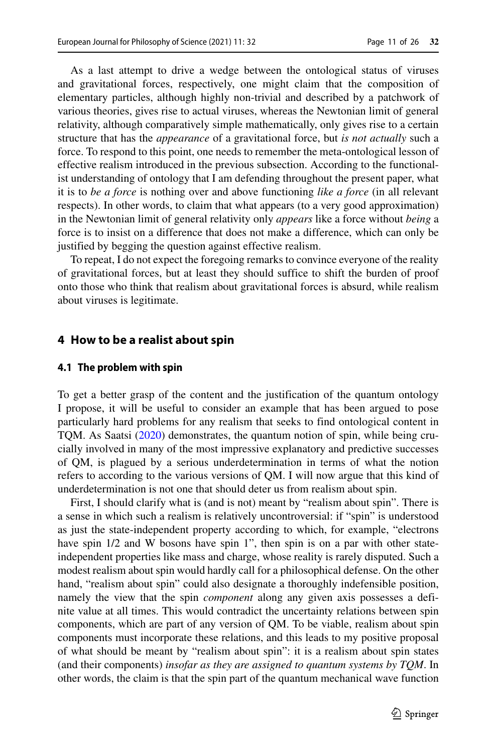As a last attempt to drive a wedge between the ontological status of viruses and gravitational forces, respectively, one might claim that the composition of elementary particles, although highly non-trivial and described by a patchwork of various theories, gives rise to actual viruses, whereas the Newtonian limit of general relativity, although comparatively simple mathematically, only gives rise to a certain structure that has the *appearance* of a gravitational force, but *is not actually* such a force. To respond to this point, one needs to remember the meta-ontological lesson of effective realism introduced in the previous subsection. According to the functionalist understanding of ontology that I am defending throughout the present paper, what it is to *be a force* is nothing over and above functioning *like a force* (in all relevant respects). In other words, to claim that what appears (to a very good approximation) in the Newtonian limit of general relativity only *appears* like a force without *being* a force is to insist on a difference that does not make a difference, which can only be justified by begging the question against effective realism.

To repeat, I do not expect the foregoing remarks to convince everyone of the reality of gravitational forces, but at least they should suffice to shift the burden of proof onto those who think that realism about gravitational forces is absurd, while realism about viruses is legitimate.

## 4 How to be a realist about spin

### 4.1 The problem with spin

To get a better grasp of the content and the justification of the quantum ontology I propose, it will be useful to consider an example that has been argued to pose particularly hard problems for any realism that seeks to find ontological content in TQM. As Saatsi (2020) demonstrates, the quantum notion of spin, while being crucially involved in many of the most impressive explanatory and predictive successes of QM, is plagued by a serious underdetermination in terms of what the notion refers to according to the various versions of QM. I will now argue that this kind of underdetermination is not one that should deter us from realism about spin.

First, I should clarify what is (and is not) meant by "realism about spin". There is a sense in which such a realism is relatively uncontroversial: if "spin" is understood as just the state-independent property according to which, for example, "electrons have spin 1/2 and W bosons have spin 1", then spin is on a par with other state-independent properties like mass and charge, whose reality is rarely disputed. Such a modest realism about spin would hardly call for a philosophical defense. On the other hand, "realism about spin" could also designate a thoroughly indefensible position, namely the view that the spin *component* along any given axis possesses a definite value at all times. This would contradict the uncertainty relations between spin components, which are part of any version of QM. To be viable, realism about spin components must incorporate these relations, and this leads to my positive proposal of what should be meant by "realism about spin": it is a realism about spin states (and their components) *insofar as they are assigned to quantum systems by TQM*. In other words, the claim is that the spin part of the quantum mechanical wave function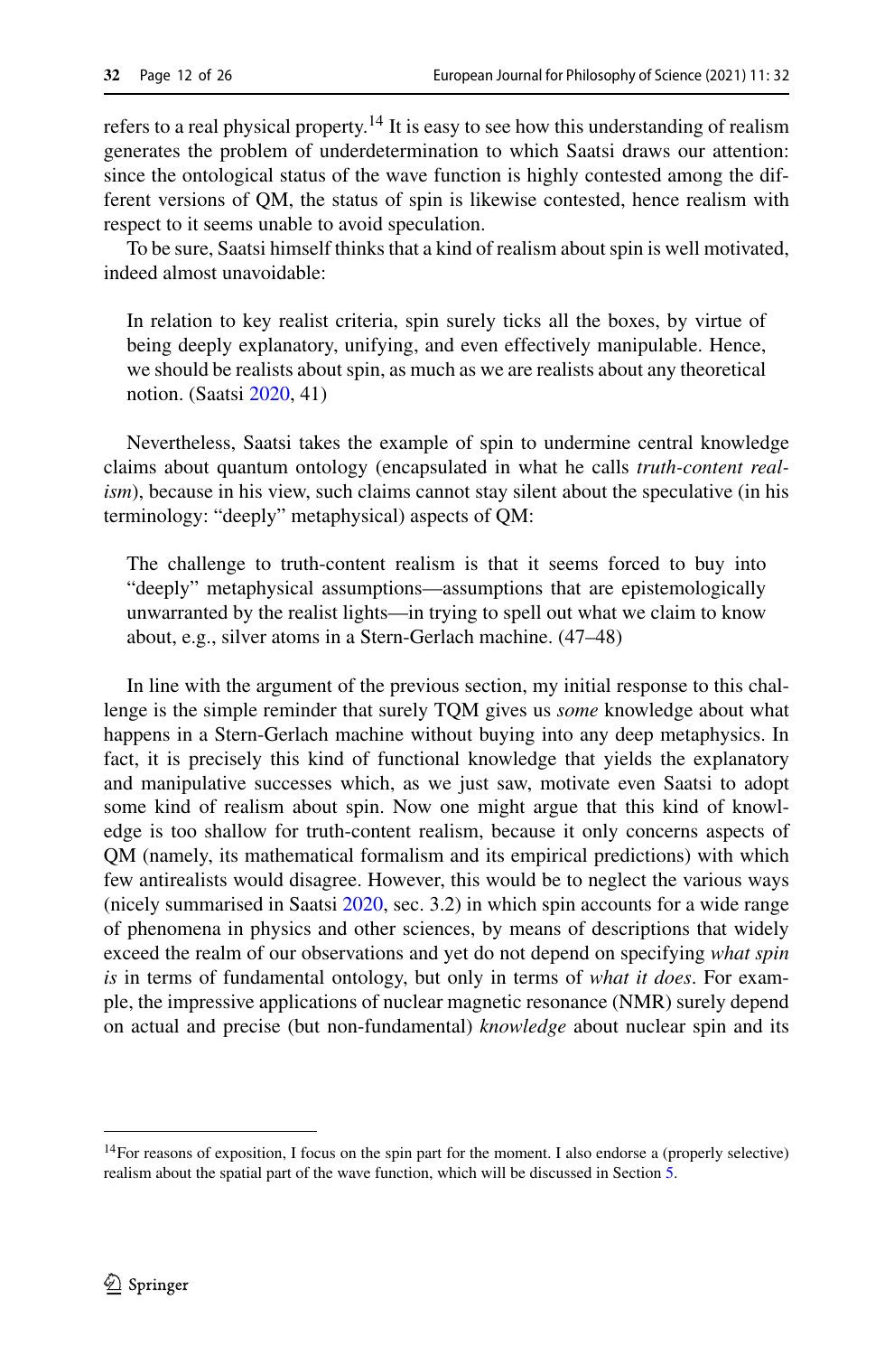refers to a real physical property.[14] It is easy to see how this understanding of realism generates the problem of underdetermination to which Saatsi draws our attention: since the ontological status of the wave function is highly contested among the different versions of QM, the status of spin is likewise contested, hence realism with respect to it seems unable to avoid speculation.

To be sure, Saatsi himself thinks that a kind of realism about spin is well motivated, indeed almost unavoidable:

> In relation to key realist criteria, spin surely ticks all the boxes, by virtue of being deeply explanatory, unifying, and even effectively manipulable. Hence, we should be realists about spin, as much as we are realists about any theoretical notion. (Saatsi 2020, 41)

Nevertheless, Saatsi takes the example of spin to undermine central knowledge claims about quantum ontology (encapsulated in what he calls *truth-content realism*), because in his view, such claims cannot stay silent about the speculative (in his terminology: "deeply" metaphysical) aspects of QM:

> The challenge to truth-content realism is that it seems forced to buy into "deeply" metaphysical assumptions—assumptions that are epistemologically unwarranted by the realist lights—in trying to spell out what we claim to know about, e.g., silver atoms in a Stern-Gerlach machine. (47–48)

In line with the argument of the previous section, my initial response to this challenge is the simple reminder that surely TQM gives us *some* knowledge about what happens in a Stern-Gerlach machine without buying into any deep metaphysics. In fact, it is precisely this kind of functional knowledge that yields the explanatory and manipulative successes which, as we just saw, motivate even Saatsi to adopt some kind of realism about spin. Now one might argue that this kind of knowledge is too shallow for truth-content realism, because it only concerns aspects of QM (namely, its mathematical formalism and its empirical predictions) with which few antirealists would disagree. However, this would be to neglect the various ways (nicely summarised in Saatsi 2020, sec. 3.2) in which spin accounts for a wide range of phenomena in physics and other sciences, by means of descriptions that widely exceed the realm of our observations and yet do not depend on specifying *what spin is* in terms of fundamental ontology, but only in terms of *what it does*. For example, the impressive applications of nuclear magnetic resonance (NMR) surely depend on actual and precise (but non-fundamental) *knowledge* about nuclear spin and its

[14] For reasons of exposition, I focus on the spin part for the moment. I also endorse a (properly selective) realism about the spatial part of the wave function, which will be discussed in Section 5.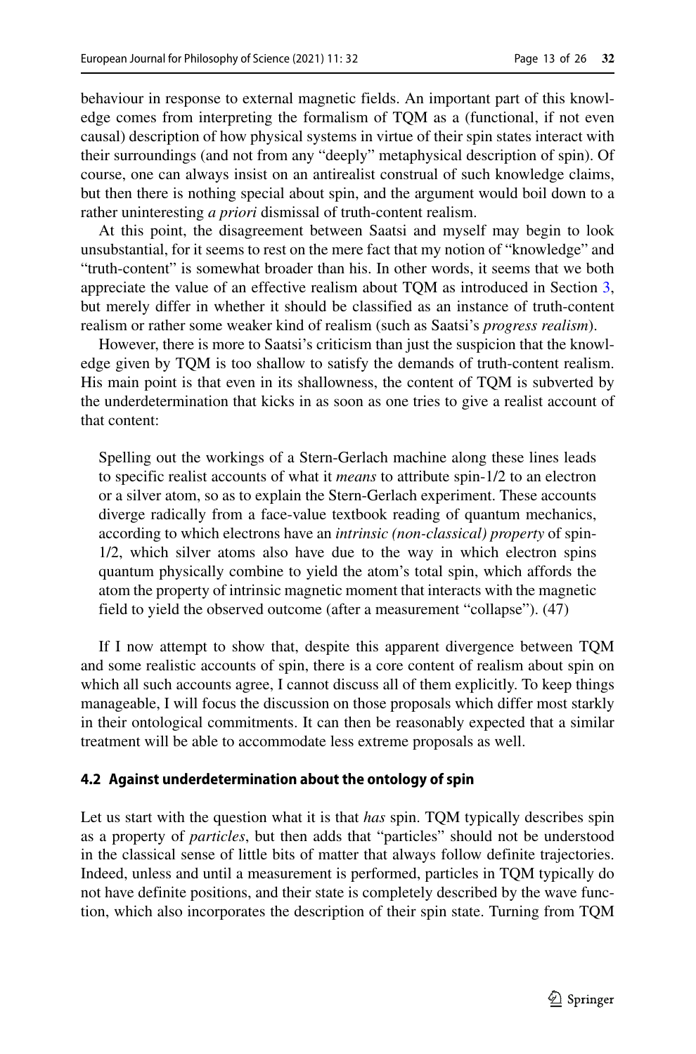behaviour in response to external magnetic fields. An important part of this knowledge comes from interpreting the formalism of TQM as a (functional, if not even causal) description of how physical systems in virtue of their spin states interact with their surroundings (and not from any "deeply" metaphysical description of spin). Of course, one can always insist on an antirealist construal of such knowledge claims, but then there is nothing special about spin, and the argument would boil down to a rather uninteresting *a priori* dismissal of truth-content realism.

At this point, the disagreement between Saatsi and myself may begin to look unsubstantial, for it seems to rest on the mere fact that my notion of "knowledge" and "truth-content" is somewhat broader than his. In other words, it seems that we both appreciate the value of an effective realism about TQM as introduced in Section 3, but merely differ in whether it should be classified as an instance of truth-content realism or rather some weaker kind of realism (such as Saatsi's *progress realism*).

However, there is more to Saatsi's criticism than just the suspicion that the knowledge given by TQM is too shallow to satisfy the demands of truth-content realism. His main point is that even in its shallowness, the content of TQM is subverted by the underdetermination that kicks in as soon as one tries to give a realist account of that content:

> Spelling out the workings of a Stern-Gerlach machine along these lines leads to specific realist accounts of what it *means* to attribute spin-1/2 to an electron or a silver atom, so as to explain the Stern-Gerlach experiment. These accounts diverge radically from a face-value textbook reading of quantum mechanics, according to which electrons have an *intrinsic (non-classical) property* of spin-1/2, which silver atoms also have due to the way in which electron spins quantum physically combine to yield the atom's total spin, which affords the atom the property of intrinsic magnetic moment that interacts with the magnetic field to yield the observed outcome (after a measurement "collapse"). (47)

If I now attempt to show that, despite this apparent divergence between TQM and some realistic accounts of spin, there is a core content of realism about spin on which all such accounts agree, I cannot discuss all of them explicitly. To keep things manageable, I will focus the discussion on those proposals which differ most starkly in their ontological commitments. It can then be reasonably expected that a similar treatment will be able to accommodate less extreme proposals as well.

### 4.2 Against underdetermination about the ontology of spin

Let us start with the question what it is that *has* spin. TQM typically describes spin as a property of *particles*, but then adds that "particles" should not be understood in the classical sense of little bits of matter that always follow definite trajectories. Indeed, unless and until a measurement is performed, particles in TQM typically do not have definite positions, and their state is completely described by the wave function, which also incorporates the description of their spin state. Turning from TQM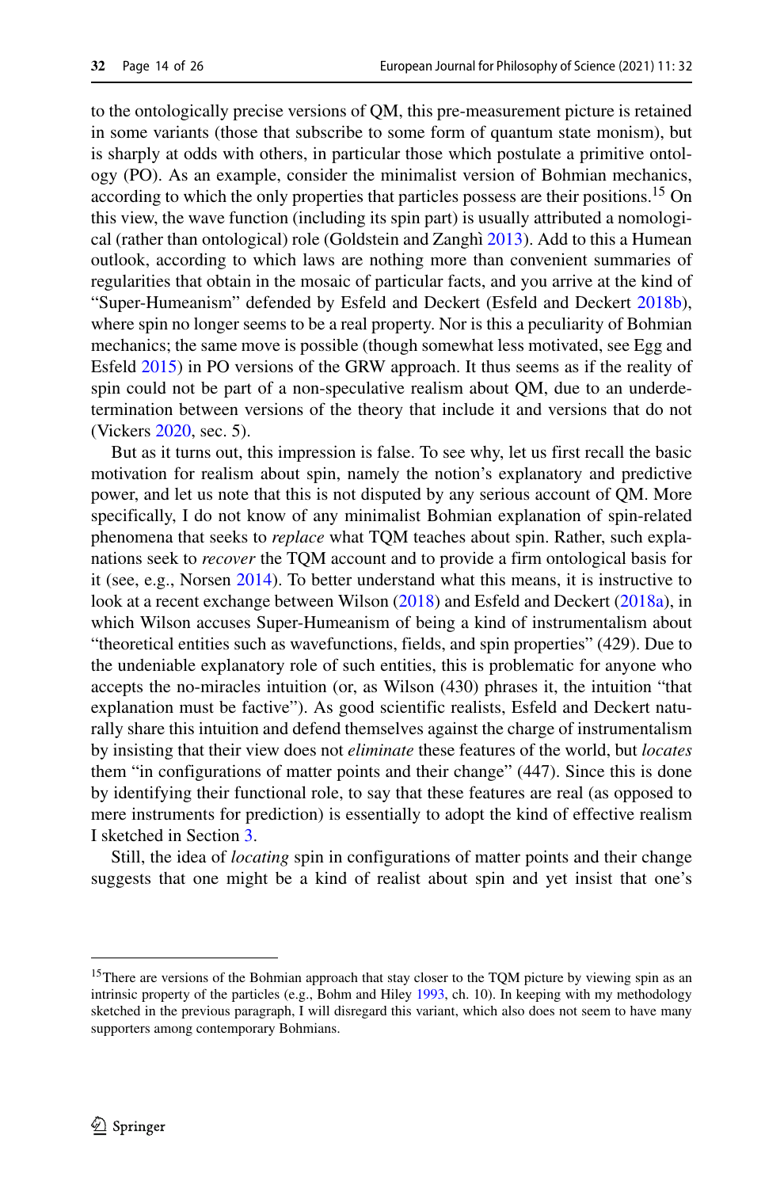to the ontologically precise versions of QM, this pre-measurement picture is retained in some variants (those that subscribe to some form of quantum state monism), but is sharply at odds with others, in particular those which postulate a primitive ontology (PO). As an example, consider the minimalist version of Bohmian mechanics, according to which the only properties that particles possess are their positions.[15] On this view, the wave function (including its spin part) is usually attributed a nomological (rather than ontological) role (Goldstein and Zanghì 2013). Add to this a Humean outlook, according to which laws are nothing more than convenient summaries of regularities that obtain in the mosaic of particular facts, and you arrive at the kind of "Super-Humeanism" defended by Esfeld and Deckert (Esfeld and Deckert 2018b), where spin no longer seems to be a real property. Nor is this a peculiarity of Bohmian mechanics; the same move is possible (though somewhat less motivated, see Egg and Esfeld 2015) in PO versions of the GRW approach. It thus seems as if the reality of spin could not be part of a non-speculative realism about QM, due to an underdetermination between versions of the theory that include it and versions that do not (Vickers 2020, sec. 5).

But as it turns out, this impression is false. To see why, let us first recall the basic motivation for realism about spin, namely the notion's explanatory and predictive power, and let us note that this is not disputed by any serious account of QM. More specifically, I do not know of any minimalist Bohmian explanation of spin-related phenomena that seeks to *replace* what TQM teaches about spin. Rather, such explanations seek to *recover* the TQM account and to provide a firm ontological basis for it (see, e.g., Norsen 2014). To better understand what this means, it is instructive to look at a recent exchange between Wilson (2018) and Esfeld and Deckert (2018a), in which Wilson accuses Super-Humeanism of being a kind of instrumentalism about "theoretical entities such as wavefunctions, fields, and spin properties" (429). Due to the undeniable explanatory role of such entities, this is problematic for anyone who accepts the no-miracles intuition (or, as Wilson (430) phrases it, the intuition "that explanation must be factive"). As good scientific realists, Esfeld and Deckert naturally share this intuition and defend themselves against the charge of instrumentalism by insisting that their view does not *eliminate* these features of the world, but *locates* them "in configurations of matter points and their change" (447). Since this is done by identifying their functional role, to say that these features are real (as opposed to mere instruments for prediction) is essentially to adopt the kind of effective realism I sketched in Section 3.

Still, the idea of *locating* spin in configurations of matter points and their change suggests that one might be a kind of realist about spin and yet insist that one's

---

[15] There are versions of the Bohmian approach that stay closer to the TQM picture by viewing spin as an intrinsic property of the particles (e.g., Bohm and Hiley 1993, ch. 10). In keeping with my methodology sketched in the previous paragraph, I will disregard this variant, which also does not seem to have many supporters among contemporary Bohmians.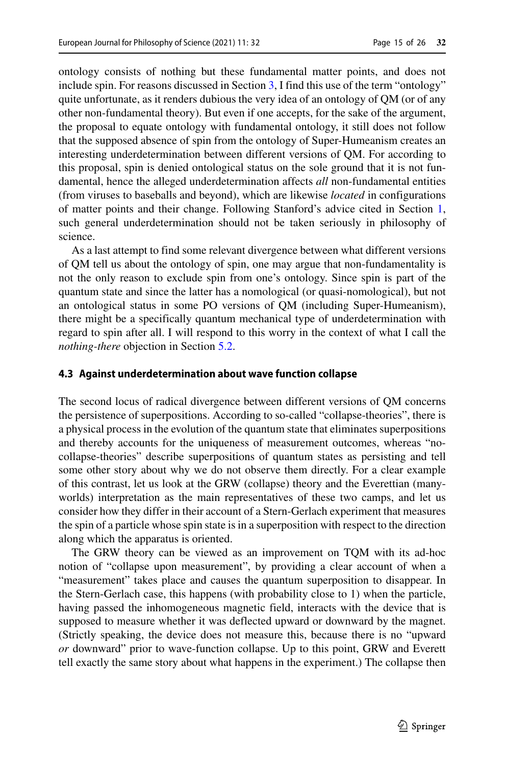ontology consists of nothing but these fundamental matter points, and does not include spin. For reasons discussed in Section 3, I find this use of the term "ontology" quite unfortunate, as it renders dubious the very idea of an ontology of QM (or of any other non-fundamental theory). But even if one accepts, for the sake of the argument, the proposal to equate ontology with fundamental ontology, it still does not follow that the supposed absence of spin from the ontology of Super-Humeanism creates an interesting underdetermination between different versions of QM. For according to this proposal, spin is denied ontological status on the sole ground that it is not fundamental, hence the alleged underdetermination affects *all* non-fundamental entities (from viruses to baseballs and beyond), which are likewise *located* in configurations of matter points and their change. Following Stanford's advice cited in Section 1, such general underdetermination should not be taken seriously in philosophy of science.

As a last attempt to find some relevant divergence between what different versions of QM tell us about the ontology of spin, one may argue that non-fundamentality is not the only reason to exclude spin from one's ontology. Since spin is part of the quantum state and since the latter has a nomological (or quasi-nomological), but not an ontological status in some PO versions of QM (including Super-Humeanism), there might be a specifically quantum mechanical type of underdetermination with regard to spin after all. I will respond to this worry in the context of what I call the *nothing-there* objection in Section 5.2.

### 4.3 Against underdetermination about wave function collapse

The second locus of radical divergence between different versions of QM concerns the persistence of superpositions. According to so-called "collapse-theories", there is a physical process in the evolution of the quantum state that eliminates superpositions and thereby accounts for the uniqueness of measurement outcomes, whereas "no-collapse-theories" describe superpositions of quantum states as persisting and tell some other story about why we do not observe them directly. For a clear example of this contrast, let us look at the GRW (collapse) theory and the Everettian (many-worlds) interpretation as the main representatives of these two camps, and let us consider how they differ in their account of a Stern-Gerlach experiment that measures the spin of a particle whose spin state is in a superposition with respect to the direction along which the apparatus is oriented.

The GRW theory can be viewed as an improvement on TQM with its ad-hoc notion of "collapse upon measurement", by providing a clear account of when a "measurement" takes place and causes the quantum superposition to disappear. In the Stern-Gerlach case, this happens (with probability close to 1) when the particle, having passed the inhomogeneous magnetic field, interacts with the device that is supposed to measure whether it was deflected upward or downward by the magnet. (Strictly speaking, the device does not measure this, because there is no "upward *or* downward" prior to wave-function collapse. Up to this point, GRW and Everett tell exactly the same story about what happens in the experiment.) The collapse then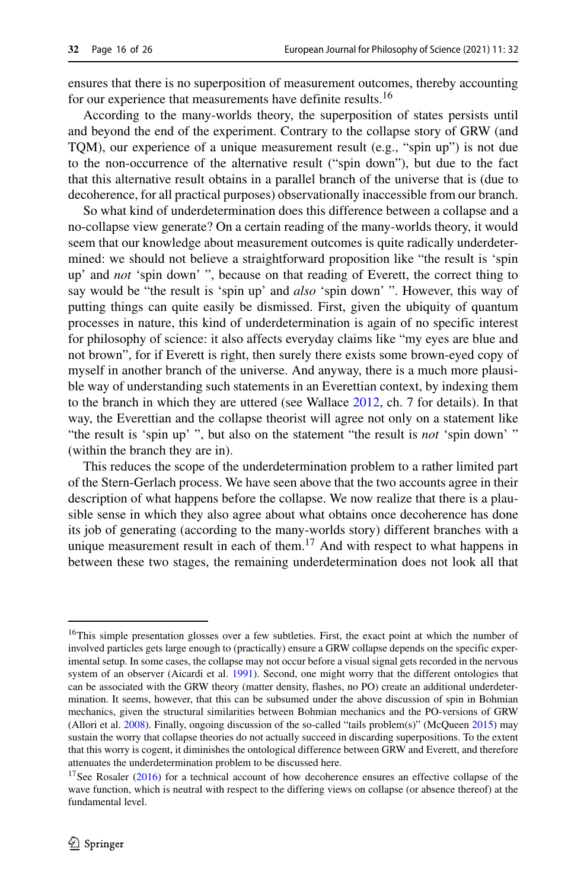ensures that there is no superposition of measurement outcomes, thereby accounting for our experience that measurements have definite results.[16]

According to the many-worlds theory, the superposition of states persists until and beyond the end of the experiment. Contrary to the collapse story of GRW (and TQM), our experience of a unique measurement result (e.g., "spin up") is not due to the non-occurrence of the alternative result ("spin down"), but due to the fact that this alternative result obtains in a parallel branch of the universe that is (due to decoherence, for all practical purposes) observationally inaccessible from our branch.

So what kind of underdetermination does this difference between a collapse and a no-collapse view generate? On a certain reading of the many-worlds theory, it would seem that our knowledge about measurement outcomes is quite radically underdetermined: we should not believe a straightforward proposition like "the result is 'spin up' and *not* 'spin down' ", because on that reading of Everett, the correct thing to say would be "the result is 'spin up' and *also* 'spin down' ". However, this way of putting things can quite easily be dismissed. First, given the ubiquity of quantum processes in nature, this kind of underdetermination is again of no specific interest for philosophy of science: it also affects everyday claims like "my eyes are blue and not brown", for if Everett is right, then surely there exists some brown-eyed copy of myself in another branch of the universe. And anyway, there is a much more plausible way of understanding such statements in an Everettian context, by indexing them to the branch in which they are uttered (see Wallace 2012, ch. 7 for details). In that way, the Everettian and the collapse theorist will agree not only on a statement like "the result is 'spin up' ", but also on the statement "the result is *not* 'spin down' " (within the branch they are in).

This reduces the scope of the underdetermination problem to a rather limited part of the Stern-Gerlach process. We have seen above that the two accounts agree in their description of what happens before the collapse. We now realize that there is a plausible sense in which they also agree about what obtains once decoherence has done its job of generating (according to the many-worlds story) different branches with a unique measurement result in each of them.[17] And with respect to what happens in between these two stages, the remaining underdetermination does not look all that

---

[16] This simple presentation glosses over a few subtleties. First, the exact point at which the number of involved particles gets large enough to (practically) ensure a GRW collapse depends on the specific experimental setup. In some cases, the collapse may not occur before a visual signal gets recorded in the nervous system of an observer (Aicardi et al. 1991). Second, one might worry that the different ontologies that can be associated with the GRW theory (matter density, flashes, no PO) create an additional underdetermination. It seems, however, that this can be subsumed under the above discussion of spin in Bohmian mechanics, given the structural similarities between Bohmian mechanics and the PO-versions of GRW (Allori et al. 2008). Finally, ongoing discussion of the so-called "tails problem(s)" (McQueen 2015) may sustain the worry that collapse theories do not actually succeed in discarding superpositions. To the extent that this worry is cogent, it diminishes the ontological difference between GRW and Everett, and therefore attenuates the underdetermination problem to be discussed here.

[17] See Rosaler (2016) for a technical account of how decoherence ensures an effective collapse of the wave function, which is neutral with respect to the differing views on collapse (or absence thereof) at the fundamental level.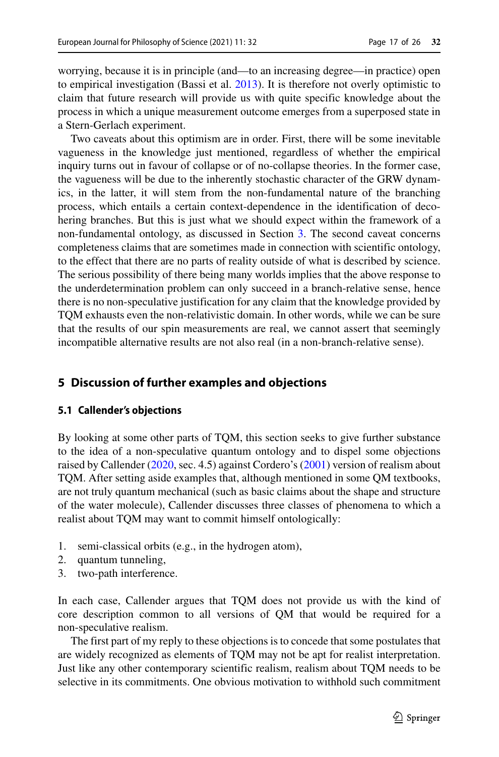worrying, because it is in principle (and—to an increasing degree—in practice) open to empirical investigation (Bassi et al. 2013). It is therefore not overly optimistic to claim that future research will provide us with quite specific knowledge about the process in which a unique measurement outcome emerges from a superposed state in a Stern-Gerlach experiment.

Two caveats about this optimism are in order. First, there will be some inevitable vagueness in the knowledge just mentioned, regardless of whether the empirical inquiry turns out in favour of collapse or of no-collapse theories. In the former case, the vagueness will be due to the inherently stochastic character of the GRW dynamics, in the latter, it will stem from the non-fundamental nature of the branching process, which entails a certain context-dependence in the identification of decohering branches. But this is just what we should expect within the framework of a non-fundamental ontology, as discussed in Section 3. The second caveat concerns completeness claims that are sometimes made in connection with scientific ontology, to the effect that there are no parts of reality outside of what is described by science. The serious possibility of there being many worlds implies that the above response to the underdetermination problem can only succeed in a branch-relative sense, hence there is no non-speculative justification for any claim that the knowledge provided by TQM exhausts even the non-relativistic domain. In other words, while we can be sure that the results of our spin measurements are real, we cannot assert that seemingly incompatible alternative results are not also real (in a non-branch-relative sense).

## 5 Discussion of further examples and objections

### 5.1 Callender's objections

By looking at some other parts of TQM, this section seeks to give further substance to the idea of a non-speculative quantum ontology and to dispel some objections raised by Callender (2020, sec. 4.5) against Cordero's (2001) version of realism about TQM. After setting aside examples that, although mentioned in some QM textbooks, are not truly quantum mechanical (such as basic claims about the shape and structure of the water molecule), Callender discusses three classes of phenomena to which a realist about TQM may want to commit himself ontologically:

1. semi-classical orbits (e.g., in the hydrogen atom),
2. quantum tunneling,
3. two-path interference.

In each case, Callender argues that TQM does not provide us with the kind of core description common to all versions of QM that would be required for a non-speculative realism.

The first part of my reply to these objections is to concede that some postulates that are widely recognized as elements of TQM may not be apt for realist interpretation. Just like any other contemporary scientific realism, realism about TQM needs to be selective in its commitments. One obvious motivation to withhold such commitment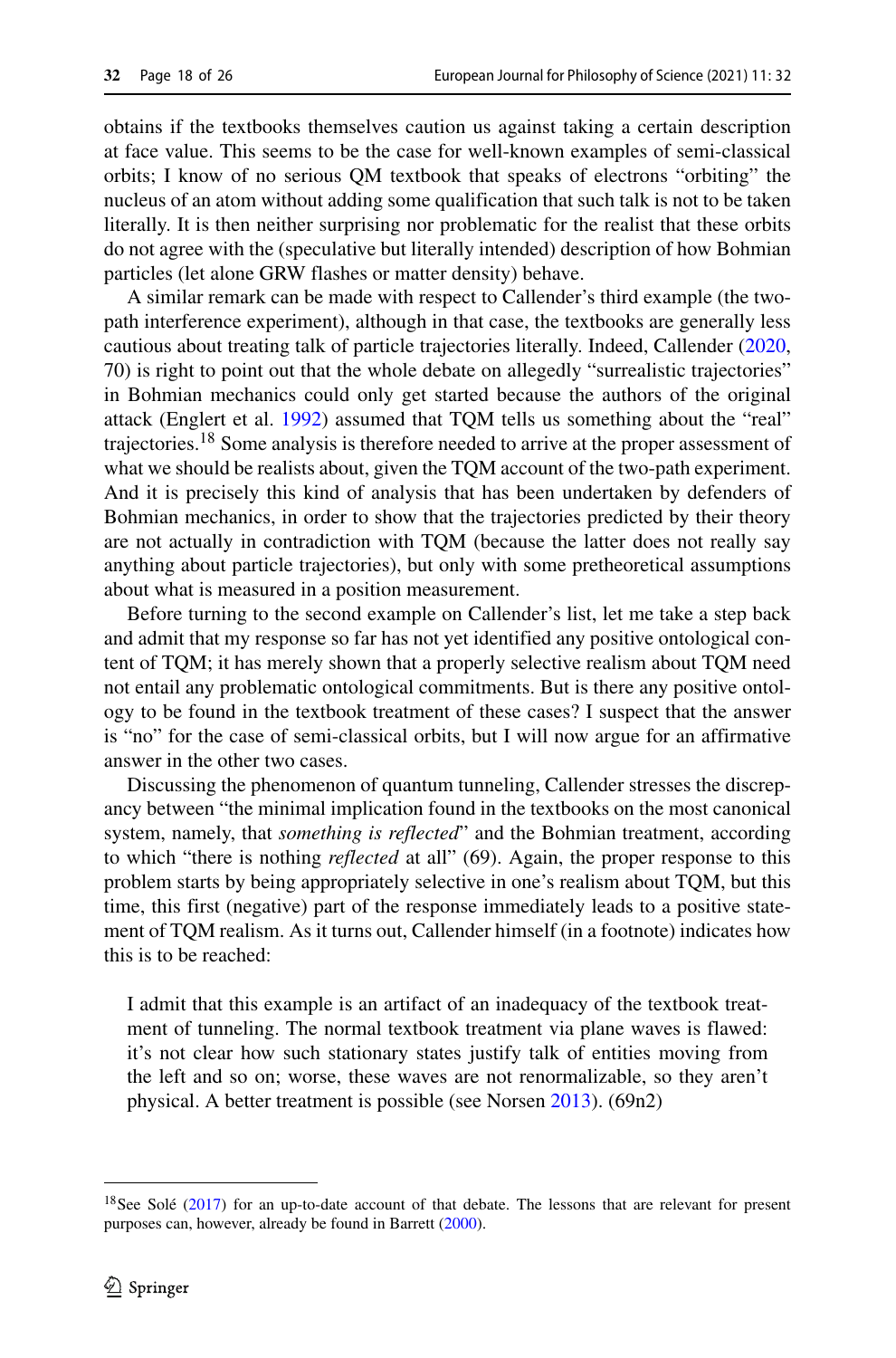obtains if the textbooks themselves caution us against taking a certain description at face value. This seems to be the case for well-known examples of semi-classical orbits; I know of no serious QM textbook that speaks of electrons "orbiting" the nucleus of an atom without adding some qualification that such talk is not to be taken literally. It is then neither surprising nor problematic for the realist that these orbits do not agree with the (speculative but literally intended) description of how Bohmian particles (let alone GRW flashes or matter density) behave.

A similar remark can be made with respect to Callender's third example (the two-path interference experiment), although in that case, the textbooks are generally less cautious about treating talk of particle trajectories literally. Indeed, Callender (2020, 70) is right to point out that the whole debate on allegedly "surrealistic trajectories" in Bohmian mechanics could only get started because the authors of the original attack (Englert et al. 1992) assumed that TQM tells us something about the "real" trajectories.[18] Some analysis is therefore needed to arrive at the proper assessment of what we should be realists about, given the TQM account of the two-path experiment. And it is precisely this kind of analysis that has been undertaken by defenders of Bohmian mechanics, in order to show that the trajectories predicted by their theory are not actually in contradiction with TQM (because the latter does not really say anything about particle trajectories), but only with some pretheoretical assumptions about what is measured in a position measurement.

Before turning to the second example on Callender's list, let me take a step back and admit that my response so far has not yet identified any positive ontological content of TQM; it has merely shown that a properly selective realism about TQM need not entail any problematic ontological commitments. But is there any positive ontology to be found in the textbook treatment of these cases? I suspect that the answer is "no" for the case of semi-classical orbits, but I will now argue for an affirmative answer in the other two cases.

Discussing the phenomenon of quantum tunneling, Callender stresses the discrepancy between "the minimal implication found in the textbooks on the most canonical system, namely, that *something is reflected*" and the Bohmian treatment, according to which "there is nothing *reflected* at all" (69). Again, the proper response to this problem starts by being appropriately selective in one's realism about TQM, but this time, this first (negative) part of the response immediately leads to a positive statement of TQM realism. As it turns out, Callender himself (in a footnote) indicates how this is to be reached:

> I admit that this example is an artifact of an inadequacy of the textbook treatment of tunneling. The normal textbook treatment via plane waves is flawed: it's not clear how such stationary states justify talk of entities moving from the left and so on; worse, these waves are not renormalizable, so they aren't physical. A better treatment is possible (see Norsen 2013). (69n2)

---

[18] See Solé (2017) for an up-to-date account of that debate. The lessons that are relevant for present purposes can, however, already be found in Barrett (2000).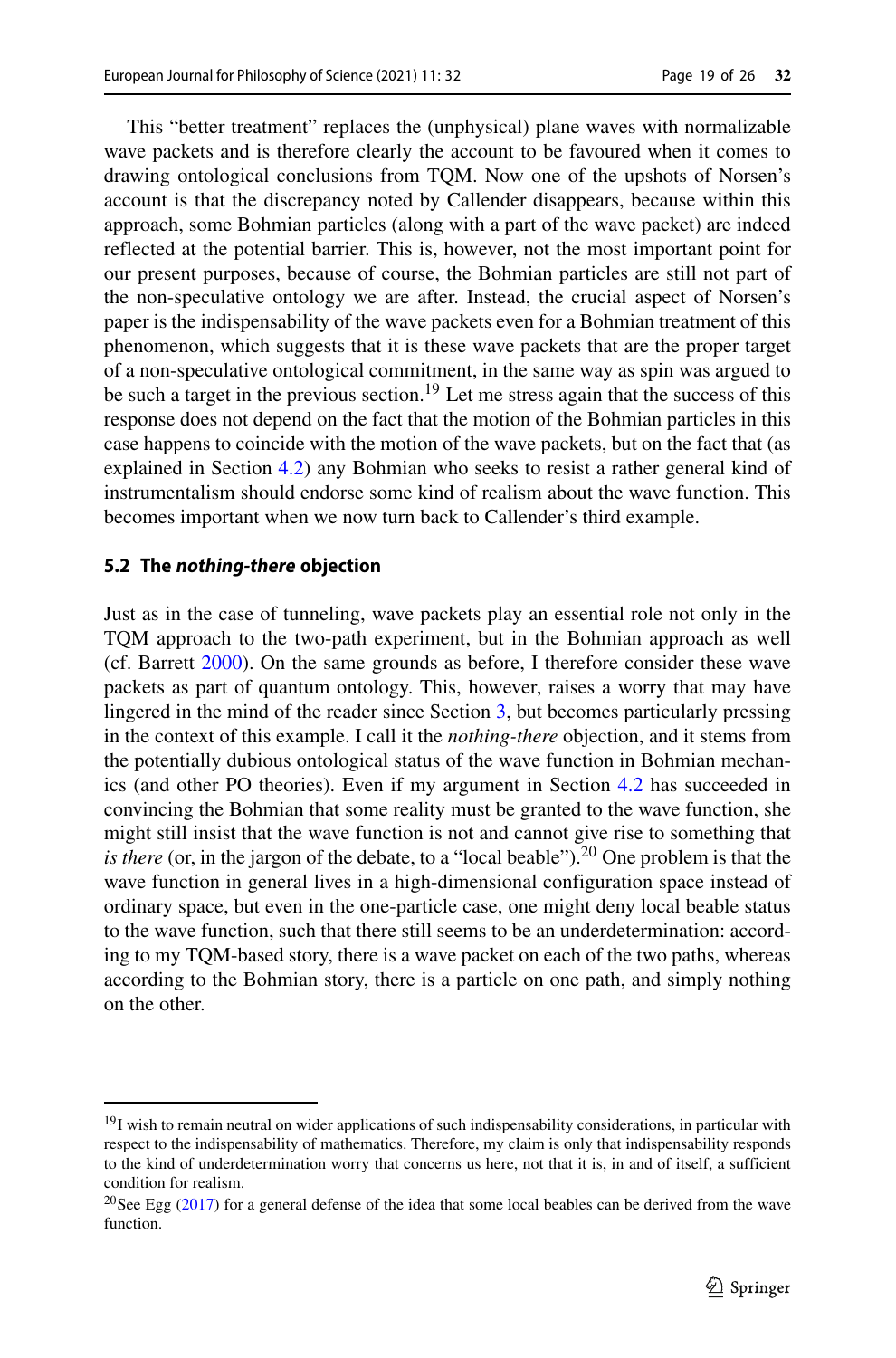This "better treatment" replaces the (unphysical) plane waves with normalizable wave packets and is therefore clearly the account to be favoured when it comes to drawing ontological conclusions from TQM. Now one of the upshots of Norsen's account is that the discrepancy noted by Callender disappears, because within this approach, some Bohmian particles (along with a part of the wave packet) are indeed reflected at the potential barrier. This is, however, not the most important point for our present purposes, because of course, the Bohmian particles are still not part of the non-speculative ontology we are after. Instead, the crucial aspect of Norsen's paper is the indispensability of the wave packets even for a Bohmian treatment of this phenomenon, which suggests that it is these wave packets that are the proper target of a non-speculative ontological commitment, in the same way as spin was argued to be such a target in the previous section.[19] Let me stress again that the success of this response does not depend on the fact that the motion of the Bohmian particles in this case happens to coincide with the motion of the wave packets, but on the fact that (as explained in Section 4.2) any Bohmian who seeks to resist a rather general kind of instrumentalism should endorse some kind of realism about the wave function. This becomes important when we now turn back to Callender's third example.

### 5.2 The *nothing-there* objection

Just as in the case of tunneling, wave packets play an essential role not only in the TQM approach to the two-path experiment, but in the Bohmian approach as well (cf. Barrett 2000). On the same grounds as before, I therefore consider these wave packets as part of quantum ontology. This, however, raises a worry that may have lingered in the mind of the reader since Section 3, but becomes particularly pressing in the context of this example. I call it the *nothing-there* objection, and it stems from the potentially dubious ontological status of the wave function in Bohmian mechanics (and other PO theories). Even if my argument in Section 4.2 has succeeded in convincing the Bohmian that some reality must be granted to the wave function, she might still insist that the wave function is not and cannot give rise to something that *is there* (or, in the jargon of the debate, to a "local beable").[20] One problem is that the wave function in general lives in a high-dimensional configuration space instead of ordinary space, but even in the one-particle case, one might deny local beable status to the wave function, such that there still seems to be an underdetermination: according to my TQM-based story, there is a wave packet on each of the two paths, whereas according to the Bohmian story, there is a particle on one path, and simply nothing on the other.

---

[19] I wish to remain neutral on wider applications of such indispensability considerations, in particular with respect to the indispensability of mathematics. Therefore, my claim is only that indispensability responds to the kind of underdetermination worry that concerns us here, not that it is, in and of itself, a sufficient condition for realism.

[20] See Egg (2017) for a general defense of the idea that some local beables can be derived from the wave function.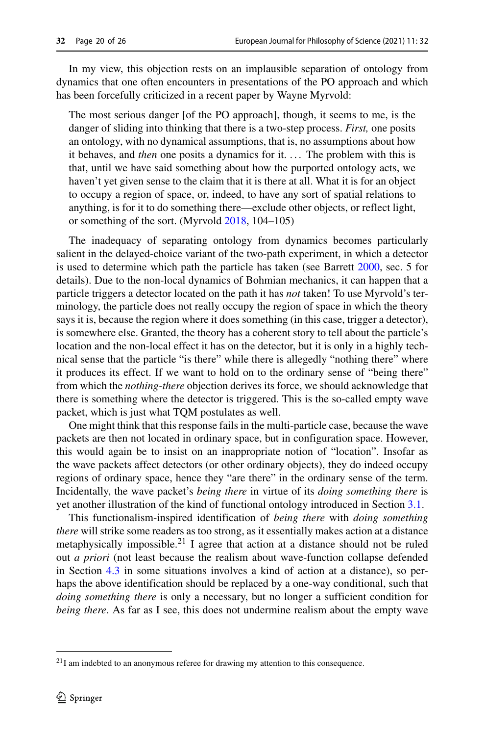In my view, this objection rests on an implausible separation of ontology from dynamics that one often encounters in presentations of the PO approach and which has been forcefully criticized in a recent paper by Wayne Myrvold:

> The most serious danger [of the PO approach], though, it seems to me, is the danger of sliding into thinking that there is a two-step process. *First,* one posits an ontology, with no dynamical assumptions, that is, no assumptions about how it behaves, and *then* one posits a dynamics for it. ... The problem with this is that, until we have said something about how the purported ontology acts, we haven't yet given sense to the claim that it is there at all. What it is for an object to occupy a region of space, or, indeed, to have any sort of spatial relations to anything, is for it to do something there—exclude other objects, or reflect light, or something of the sort. (Myrvold 2018, 104–105)

The inadequacy of separating ontology from dynamics becomes particularly salient in the delayed-choice variant of the two-path experiment, in which a detector is used to determine which path the particle has taken (see Barrett 2000, sec. 5 for details). Due to the non-local dynamics of Bohmian mechanics, it can happen that a particle triggers a detector located on the path it has *not* taken! To use Myrvold's terminology, the particle does not really occupy the region of space in which the theory says it is, because the region where it does something (in this case, trigger a detector), is somewhere else. Granted, the theory has a coherent story to tell about the particle's location and the non-local effect it has on the detector, but it is only in a highly technical sense that the particle "is there" while there is allegedly "nothing there" where it produces its effect. If we want to hold on to the ordinary sense of "being there" from which the *nothing-there* objection derives its force, we should acknowledge that there is something where the detector is triggered. This is the so-called empty wave packet, which is just what TQM postulates as well.

One might think that this response fails in the multi-particle case, because the wave packets are then not located in ordinary space, but in configuration space. However, this would again be to insist on an inappropriate notion of "location". Insofar as the wave packets affect detectors (or other ordinary objects), they do indeed occupy regions of ordinary space, hence they "are there" in the ordinary sense of the term. Incidentally, the wave packet's *being there* in virtue of its *doing something there* is yet another illustration of the kind of functional ontology introduced in Section 3.1.

This functionalism-inspired identification of *being there* with *doing something there* will strike some readers as too strong, as it essentially makes action at a distance metaphysically impossible.[21] I agree that action at a distance should not be ruled out *a priori* (not least because the realism about wave-function collapse defended in Section 4.3 in some situations involves a kind of action at a distance), so perhaps the above identification should be replaced by a one-way conditional, such that *doing something there* is only a necessary, but no longer a sufficient condition for *being there*. As far as I see, this does not undermine realism about the empty wave

---

[21] I am indebted to an anonymous referee for drawing my attention to this consequence.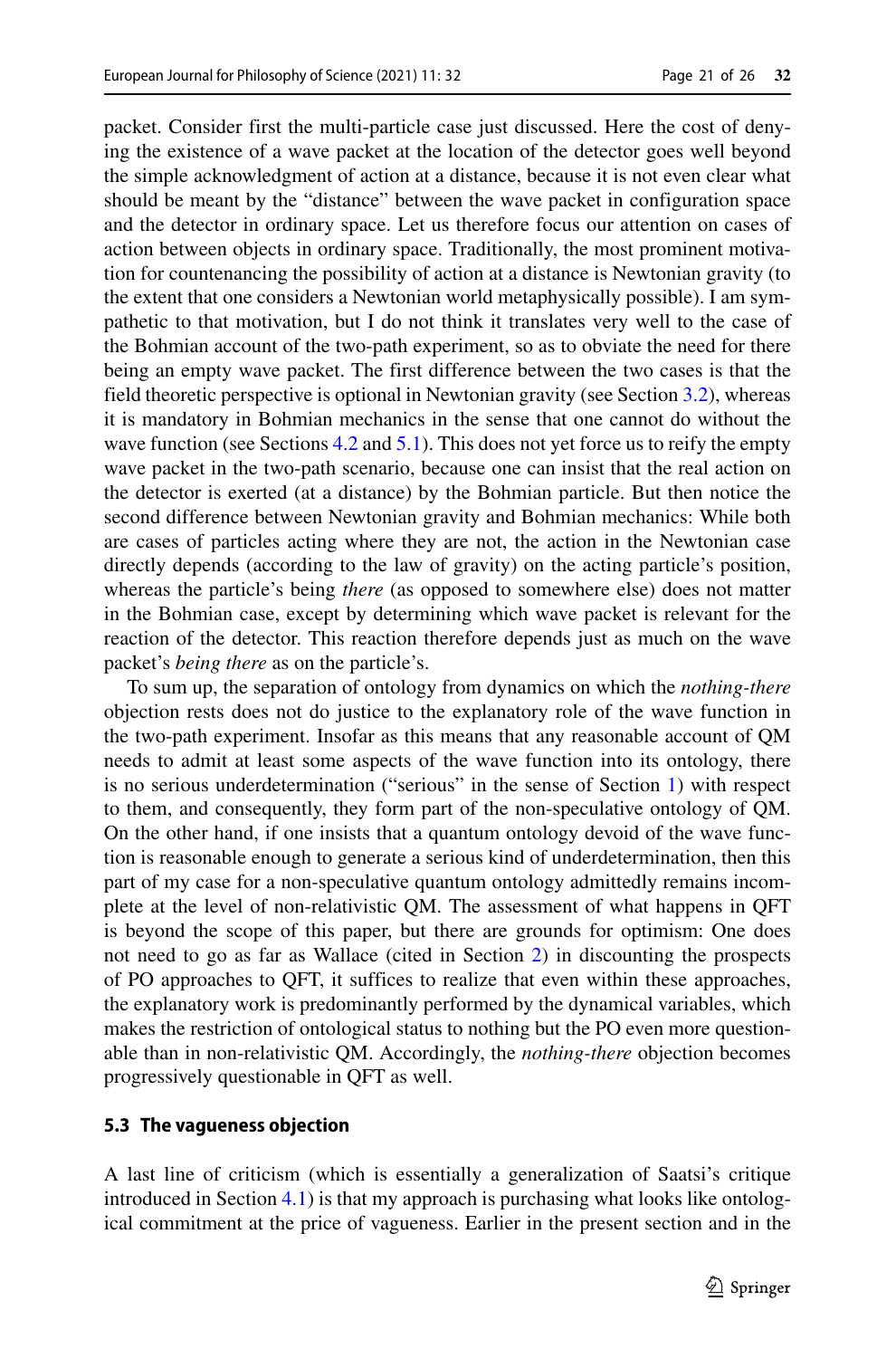packet. Consider first the multi-particle case just discussed. Here the cost of denying the existence of a wave packet at the location of the detector goes well beyond the simple acknowledgment of action at a distance, because it is not even clear what should be meant by the "distance" between the wave packet in configuration space and the detector in ordinary space. Let us therefore focus our attention on cases of action between objects in ordinary space. Traditionally, the most prominent motivation for countenancing the possibility of action at a distance is Newtonian gravity (to the extent that one considers a Newtonian world metaphysically possible). I am sympathetic to that motivation, but I do not think it translates very well to the case of the Bohmian account of the two-path experiment, so as to obviate the need for there being an empty wave packet. The first difference between the two cases is that the field theoretic perspective is optional in Newtonian gravity (see Section 3.2), whereas it is mandatory in Bohmian mechanics in the sense that one cannot do without the wave function (see Sections 4.2 and 5.1). This does not yet force us to reify the empty wave packet in the two-path scenario, because one can insist that the real action on the detector is exerted (at a distance) by the Bohmian particle. But then notice the second difference between Newtonian gravity and Bohmian mechanics: While both are cases of particles acting where they are not, the action in the Newtonian case directly depends (according to the law of gravity) on the acting particle's position, whereas the particle's being *there* (as opposed to somewhere else) does not matter in the Bohmian case, except by determining which wave packet is relevant for the reaction of the detector. This reaction therefore depends just as much on the wave packet's *being there* as on the particle's.

To sum up, the separation of ontology from dynamics on which the *nothing-there* objection rests does not do justice to the explanatory role of the wave function in the two-path experiment. Insofar as this means that any reasonable account of QM needs to admit at least some aspects of the wave function into its ontology, there is no serious underdetermination ("serious" in the sense of Section 1) with respect to them, and consequently, they form part of the non-speculative ontology of QM. On the other hand, if one insists that a quantum ontology devoid of the wave function is reasonable enough to generate a serious kind of underdetermination, then this part of my case for a non-speculative quantum ontology admittedly remains incomplete at the level of non-relativistic QM. The assessment of what happens in QFT is beyond the scope of this paper, but there are grounds for optimism: One does not need to go as far as Wallace (cited in Section 2) in discounting the prospects of PO approaches to QFT, it suffices to realize that even within these approaches, the explanatory work is predominantly performed by the dynamical variables, which makes the restriction of ontological status to nothing but the PO even more questionable than in non-relativistic QM. Accordingly, the *nothing-there* objection becomes progressively questionable in QFT as well.

### 5.3 The vagueness objection

A last line of criticism (which is essentially a generalization of Saatsi's critique introduced in Section 4.1) is that my approach is purchasing what looks like ontological commitment at the price of vagueness. Earlier in the present section and in the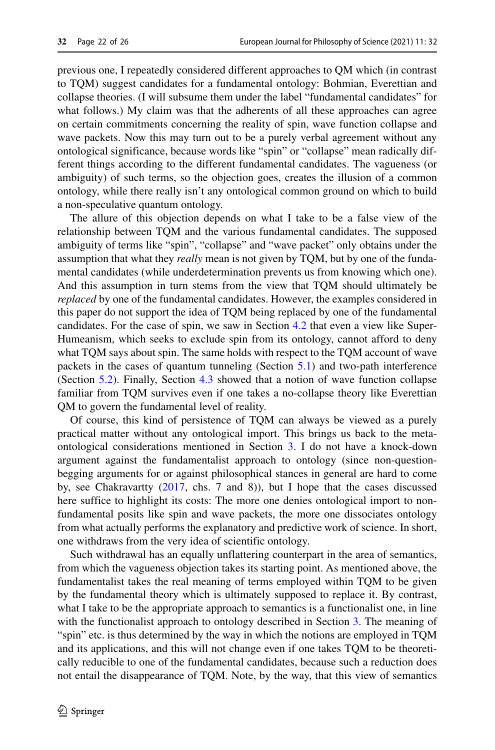previous one, I repeatedly considered different approaches to QM which (in contrast to TQM) suggest candidates for a fundamental ontology: Bohmian, Everettian and collapse theories. (I will subsume them under the label "fundamental candidates" for what follows.) My claim was that the adherents of all these approaches can agree on certain commitments concerning the reality of spin, wave function collapse and wave packets. Now this may turn out to be a purely verbal agreement without any ontological significance, because words like "spin" or "collapse" mean radically different things according to the different fundamental candidates. The vagueness (or ambiguity) of such terms, so the objection goes, creates the illusion of a common ontology, while there really isn't any ontological common ground on which to build a non-speculative quantum ontology.

The allure of this objection depends on what I take to be a false view of the relationship between TQM and the various fundamental candidates. The supposed ambiguity of terms like "spin", "collapse" and "wave packet" only obtains under the assumption that what they *really* mean is not given by TQM, but by one of the fundamental candidates (while underdetermination prevents us from knowing which one). And this assumption in turn stems from the view that TQM should ultimately be *replaced* by one of the fundamental candidates. However, the examples considered in this paper do not support the idea of TQM being replaced by one of the fundamental candidates. For the case of spin, we saw in Section 4.2 that even a view like Super-Humeanism, which seeks to exclude spin from its ontology, cannot afford to deny what TQM says about spin. The same holds with respect to the TQM account of wave packets in the cases of quantum tunneling (Section 5.1) and two-path interference (Section 5.2). Finally, Section 4.3 showed that a notion of wave function collapse familiar from TQM survives even if one takes a no-collapse theory like Everettian QM to govern the fundamental level of reality.

Of course, this kind of persistence of TQM can always be viewed as a purely practical matter without any ontological import. This brings us back to the meta-ontological considerations mentioned in Section 3. I do not have a knock-down argument against the fundamentalist approach to ontology (since non-question-begging arguments for or against philosophical stances in general are hard to come by, see Chakravartty (2017, chs. 7 and 8)), but I hope that the cases discussed here suffice to highlight its costs: The more one denies ontological import to non-fundamental posits like spin and wave packets, the more one dissociates ontology from what actually performs the explanatory and predictive work of science. In short, one withdraws from the very idea of scientific ontology.

Such withdrawal has an equally unflattering counterpart in the area of semantics, from which the vagueness objection takes its starting point. As mentioned above, the fundamentalist takes the real meaning of terms employed within TQM to be given by the fundamental theory which is ultimately supposed to replace it. By contrast, what I take to be the appropriate approach to semantics is a functionalist one, in line with the functionalist approach to ontology described in Section 3. The meaning of "spin" etc. is thus determined by the way in which the notions are employed in TQM and its applications, and this will not change even if one takes TQM to be theoretically reducible to one of the fundamental candidates, because such a reduction does not entail the disappearance of TQM. Note, by the way, that this view of semantics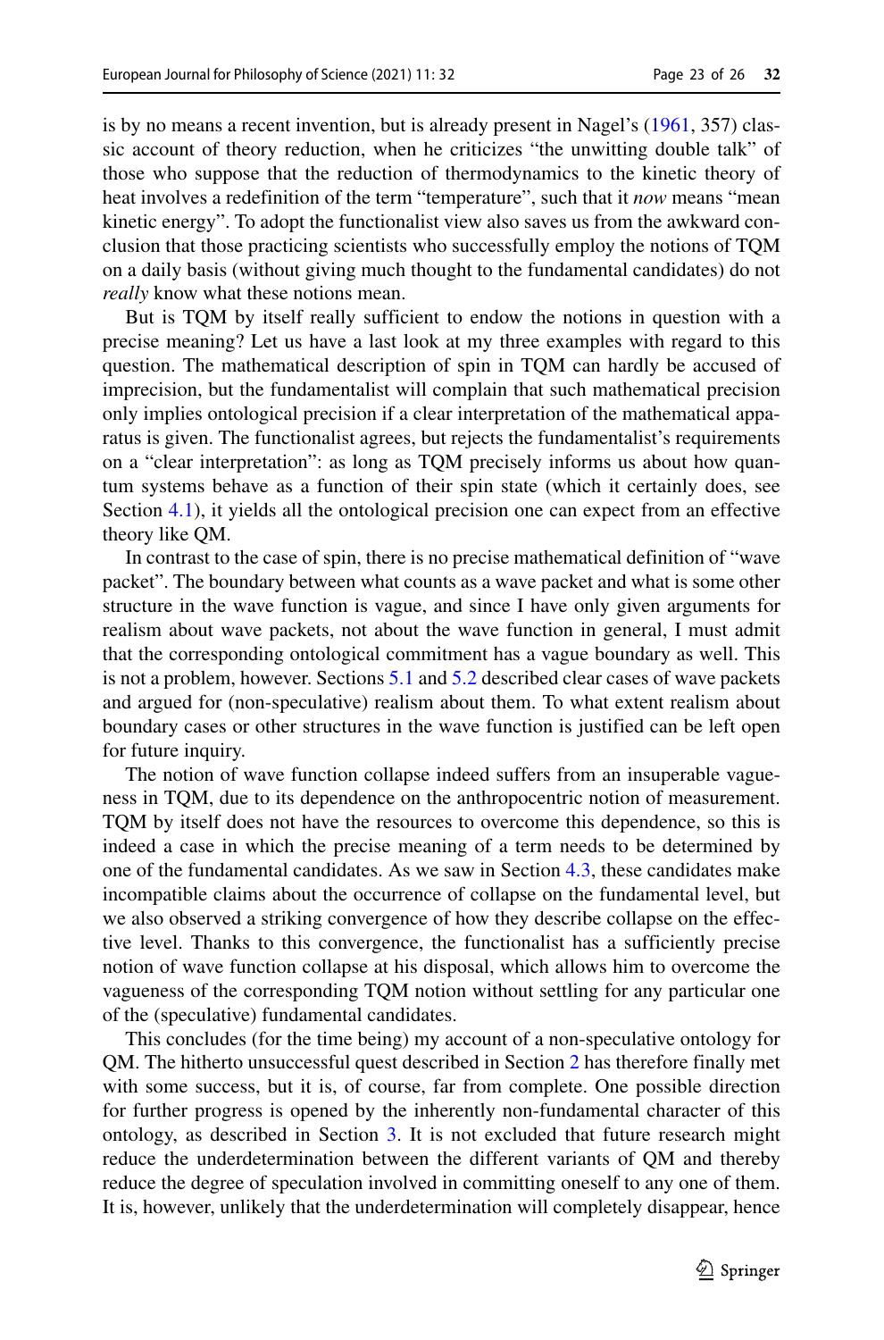is by no means a recent invention, but is already present in Nagel's (1961, 357) classic account of theory reduction, when he criticizes "the unwitting double talk" of those who suppose that the reduction of thermodynamics to the kinetic theory of heat involves a redefinition of the term "temperature", such that it *now* means "mean kinetic energy". To adopt the functionalist view also saves us from the awkward conclusion that those practicing scientists who successfully employ the notions of TQM on a daily basis (without giving much thought to the fundamental candidates) do not *really* know what these notions mean.

But is TQM by itself really sufficient to endow the notions in question with a precise meaning? Let us have a last look at my three examples with regard to this question. The mathematical description of spin in TQM can hardly be accused of imprecision, but the fundamentalist will complain that such mathematical precision only implies ontological precision if a clear interpretation of the mathematical apparatus is given. The functionalist agrees, but rejects the fundamentalist's requirements on a "clear interpretation": as long as TQM precisely informs us about how quantum systems behave as a function of their spin state (which it certainly does, see Section 4.1), it yields all the ontological precision one can expect from an effective theory like QM.

In contrast to the case of spin, there is no precise mathematical definition of "wave packet". The boundary between what counts as a wave packet and what is some other structure in the wave function is vague, and since I have only given arguments for realism about wave packets, not about the wave function in general, I must admit that the corresponding ontological commitment has a vague boundary as well. This is not a problem, however. Sections 5.1 and 5.2 described clear cases of wave packets and argued for (non-speculative) realism about them. To what extent realism about boundary cases or other structures in the wave function is justified can be left open for future inquiry.

The notion of wave function collapse indeed suffers from an insuperable vagueness in TQM, due to its dependence on the anthropocentric notion of measurement. TQM by itself does not have the resources to overcome this dependence, so this is indeed a case in which the precise meaning of a term needs to be determined by one of the fundamental candidates. As we saw in Section 4.3, these candidates make incompatible claims about the occurrence of collapse on the fundamental level, but we also observed a striking convergence of how they describe collapse on the effective level. Thanks to this convergence, the functionalist has a sufficiently precise notion of wave function collapse at his disposal, which allows him to overcome the vagueness of the corresponding TQM notion without settling for any particular one of the (speculative) fundamental candidates.

This concludes (for the time being) my account of a non-speculative ontology for QM. The hitherto unsuccessful quest described in Section 2 has therefore finally met with some success, but it is, of course, far from complete. One possible direction for further progress is opened by the inherently non-fundamental character of this ontology, as described in Section 3. It is not excluded that future research might reduce the underdetermination between the different variants of QM and thereby reduce the degree of speculation involved in committing oneself to any one of them. It is, however, unlikely that the underdetermination will completely disappear, hence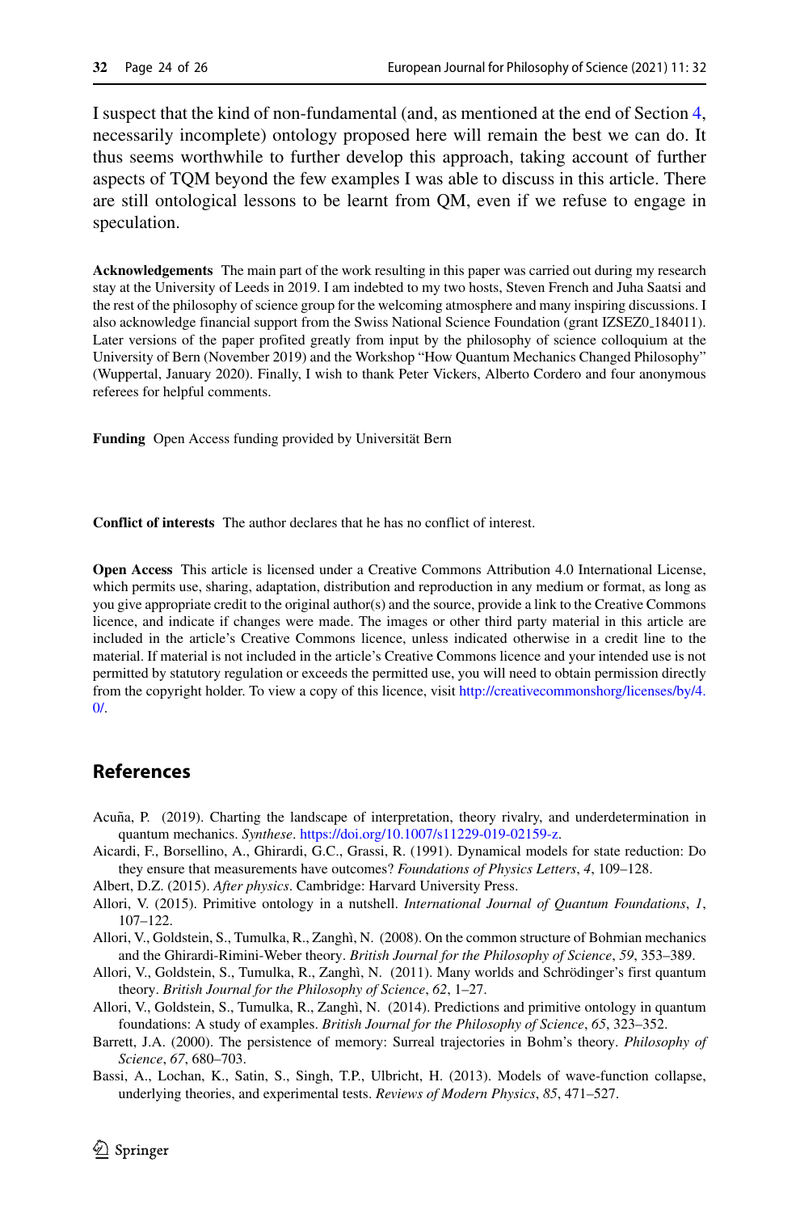I suspect that the kind of non-fundamental (and, as mentioned at the end of Section 4, necessarily incomplete) ontology proposed here will remain the best we can do. It thus seems worthwhile to further develop this approach, taking account of further aspects of TQM beyond the few examples I was able to discuss in this article. There are still ontological lessons to be learnt from QM, even if we refuse to engage in speculation.

**Acknowledgements** The main part of the work resulting in this paper was carried out during my research stay at the University of Leeds in 2019. I am indebted to my two hosts, Steven French and Juha Saatsi and the rest of the philosophy of science group for the welcoming atmosphere and many inspiring discussions. I also acknowledge financial support from the Swiss National Science Foundation (grant IZSEZ0_184011). Later versions of the paper profited greatly from input by the philosophy of science colloquium at the University of Bern (November 2019) and the Workshop "How Quantum Mechanics Changed Philosophy" (Wuppertal, January 2020). Finally, I wish to thank Peter Vickers, Alberto Cordero and four anonymous referees for helpful comments.

**Funding** Open Access funding provided by Universität Bern

**Conflict of interests** The author declares that he has no conflict of interest.

**Open Access** This article is licensed under a Creative Commons Attribution 4.0 International License, which permits use, sharing, adaptation, distribution and reproduction in any medium or format, as long as you give appropriate credit to the original author(s) and the source, provide a link to the Creative Commons licence, and indicate if changes were made. The images or other third party material in this article are included in the article's Creative Commons licence, unless indicated otherwise in a credit line to the material. If material is not included in the article's Creative Commons licence and your intended use is not permitted by statutory regulation or exceeds the permitted use, you will need to obtain permission directly from the copyright holder. To view a copy of this licence, visit http://creativecommonshorg/licenses/by/4.0/.

## References

Acuña, P. (2019). Charting the landscape of interpretation, theory rivalry, and underdetermination in quantum mechanics. *Synthese*. https://doi.org/10.1007/s11229-019-02159-z.

Aicardi, F., Borsellino, A., Ghirardi, G.C., Grassi, R. (1991). Dynamical models for state reduction: Do they ensure that measurements have outcomes? *Foundations of Physics Letters*, *4*, 109–128.

Albert, D.Z. (2015). *After physics*. Cambridge: Harvard University Press.

Allori, V. (2015). Primitive ontology in a nutshell. *International Journal of Quantum Foundations*, *1*, 107–122.

Allori, V., Goldstein, S., Tumulka, R., Zanghì, N. (2008). On the common structure of Bohmian mechanics and the Ghirardi-Rimini-Weber theory. *British Journal for the Philosophy of Science*, *59*, 353–389.

Allori, V., Goldstein, S., Tumulka, R., Zanghì, N. (2011). Many worlds and Schrödinger's first quantum theory. *British Journal for the Philosophy of Science*, *62*, 1–27.

Allori, V., Goldstein, S., Tumulka, R., Zanghì, N. (2014). Predictions and primitive ontology in quantum foundations: A study of examples. *British Journal for the Philosophy of Science*, *65*, 323–352.

Barrett, J.A. (2000). The persistence of memory: Surreal trajectories in Bohm's theory. *Philosophy of Science*, *67*, 680–703.

Bassi, A., Lochan, K., Satin, S., Singh, T.P., Ulbricht, H. (2013). Models of wave-function collapse, underlying theories, and experimental tests. *Reviews of Modern Physics*, *85*, 471–527.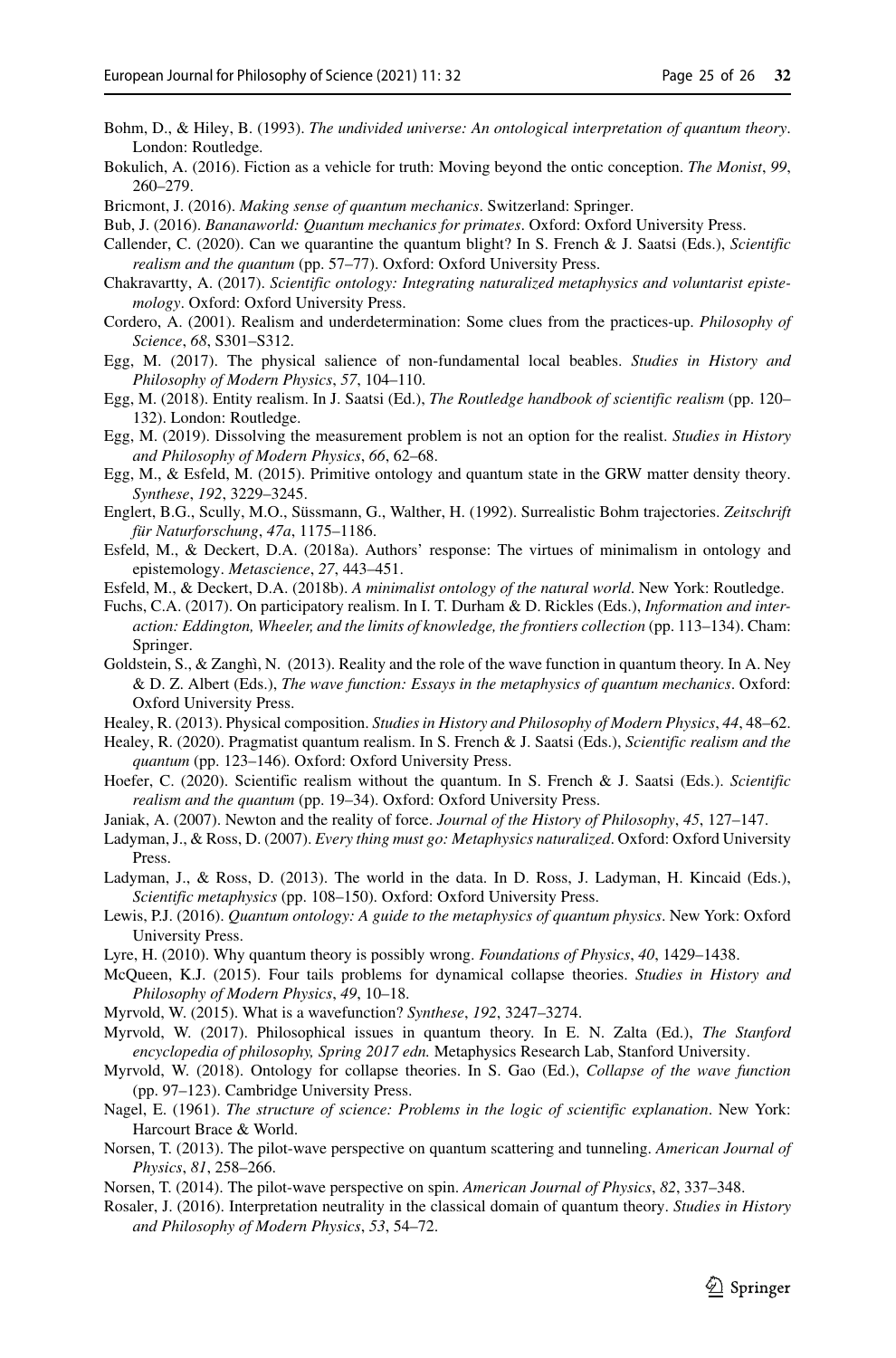Bohm, D., & Hiley, B. (1993). *The undivided universe: An ontological interpretation of quantum theory*. London: Routledge.

Bokulich, A. (2016). Fiction as a vehicle for truth: Moving beyond the ontic conception. *The Monist*, *99*, 260–279.

Bricmont, J. (2016). *Making sense of quantum mechanics*. Switzerland: Springer.

Bub, J. (2016). *Bananaworld: Quantum mechanics for primates*. Oxford: Oxford University Press.

Callender, C. (2020). Can we quarantine the quantum blight? In S. French & J. Saatsi (Eds.), *Scientific realism and the quantum* (pp. 57–77). Oxford: Oxford University Press.

Chakravartty, A. (2017). *Scientific ontology: Integrating naturalized metaphysics and voluntarist epistemology*. Oxford: Oxford University Press.

Cordero, A. (2001). Realism and underdetermination: Some clues from the practices-up. *Philosophy of Science*, *68*, S301–S312.

Egg, M. (2017). The physical salience of non-fundamental local beables. *Studies in History and Philosophy of Modern Physics*, *57*, 104–110.

Egg, M. (2018). Entity realism. In J. Saatsi (Ed.), *The Routledge handbook of scientific realism* (pp. 120–132). London: Routledge.

Egg, M. (2019). Dissolving the measurement problem is not an option for the realist. *Studies in History and Philosophy of Modern Physics*, *66*, 62–68.

Egg, M., & Esfeld, M. (2015). Primitive ontology and quantum state in the GRW matter density theory. *Synthese*, *192*, 3229–3245.

Englert, B.G., Scully, M.O., Süssmann, G., Walther, H. (1992). Surrealistic Bohm trajectories. *Zeitschrift für Naturforschung*, *47a*, 1175–1186.

Esfeld, M., & Deckert, D.A. (2018a). Authors' response: The virtues of minimalism in ontology and epistemology. *Metascience*, *27*, 443–451.

Esfeld, M., & Deckert, D.A. (2018b). *A minimalist ontology of the natural world*. New York: Routledge.

Fuchs, C.A. (2017). On participatory realism. In I. T. Durham & D. Rickles (Eds.), *Information and interaction: Eddington, Wheeler, and the limits of knowledge, the frontiers collection* (pp. 113–134). Cham: Springer.

Goldstein, S., & Zanghì, N. (2013). Reality and the role of the wave function in quantum theory. In A. Ney & D. Z. Albert (Eds.), *The wave function: Essays in the metaphysics of quantum mechanics*. Oxford: Oxford University Press.

Healey, R. (2013). Physical composition. *Studies in History and Philosophy of Modern Physics*, *44*, 48–62.

Healey, R. (2020). Pragmatist quantum realism. In S. French & J. Saatsi (Eds.), *Scientific realism and the quantum* (pp. 123–146). Oxford: Oxford University Press.

Hoefer, C. (2020). Scientific realism without the quantum. In S. French & J. Saatsi (Eds.). *Scientific realism and the quantum* (pp. 19–34). Oxford: Oxford University Press.

Janiak, A. (2007). Newton and the reality of force. *Journal of the History of Philosophy*, *45*, 127–147.

Ladyman, J., & Ross, D. (2007). *Every thing must go: Metaphysics naturalized*. Oxford: Oxford University Press.

Ladyman, J., & Ross, D. (2013). The world in the data. In D. Ross, J. Ladyman, H. Kincaid (Eds.), *Scientific metaphysics* (pp. 108–150). Oxford: Oxford University Press.

Lewis, P.J. (2016). *Quantum ontology: A guide to the metaphysics of quantum physics*. New York: Oxford University Press.

Lyre, H. (2010). Why quantum theory is possibly wrong. *Foundations of Physics*, *40*, 1429–1438.

McQueen, K.J. (2015). Four tails problems for dynamical collapse theories. *Studies in History and Philosophy of Modern Physics*, *49*, 10–18.

Myrvold, W. (2015). What is a wavefunction? *Synthese*, *192*, 3247–3274.

Myrvold, W. (2017). Philosophical issues in quantum theory. In E. N. Zalta (Ed.), *The Stanford encyclopedia of philosophy, Spring 2017 edn.* Metaphysics Research Lab, Stanford University.

Myrvold, W. (2018). Ontology for collapse theories. In S. Gao (Ed.), *Collapse of the wave function* (pp. 97–123). Cambridge University Press.

Nagel, E. (1961). *The structure of science: Problems in the logic of scientific explanation*. New York: Harcourt Brace & World.

Norsen, T. (2013). The pilot-wave perspective on quantum scattering and tunneling. *American Journal of Physics*, *81*, 258–266.

Norsen, T. (2014). The pilot-wave perspective on spin. *American Journal of Physics*, *82*, 337–348.

Rosaler, J. (2016). Interpretation neutrality in the classical domain of quantum theory. *Studies in History and Philosophy of Modern Physics*, *53*, 54–72.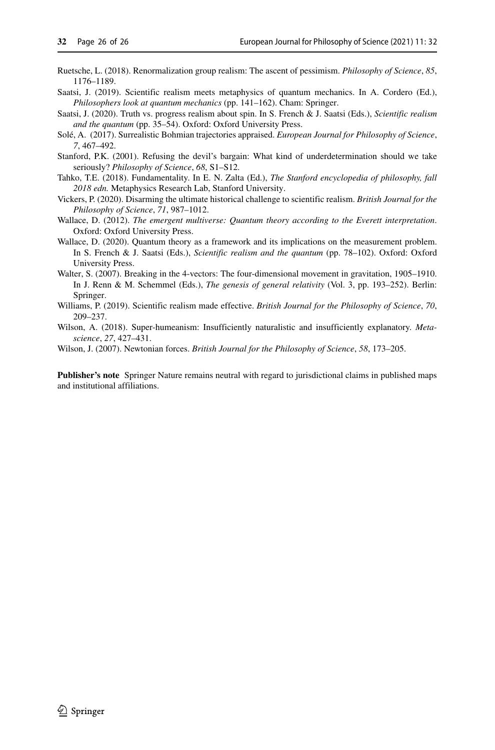Ruetsche, L. (2018). Renormalization group realism: The ascent of pessimism. *Philosophy of Science*, *85*, 1176–1189.

Saatsi, J. (2019). Scientific realism meets metaphysics of quantum mechanics. In A. Cordero (Ed.), *Philosophers look at quantum mechanics* (pp. 141–162). Cham: Springer.

Saatsi, J. (2020). Truth vs. progress realism about spin. In S. French & J. Saatsi (Eds.), *Scientific realism and the quantum* (pp. 35–54). Oxford: Oxford University Press.

Solé, A. (2017). Surrealistic Bohmian trajectories appraised. *European Journal for Philosophy of Science*, *7*, 467–492.

Stanford, P.K. (2001). Refusing the devil's bargain: What kind of underdetermination should we take seriously? *Philosophy of Science*, *68*, S1–S12.

Tahko, T.E. (2018). Fundamentality. In E. N. Zalta (Ed.), *The Stanford encyclopedia of philosophy, fall 2018 edn.* Metaphysics Research Lab, Stanford University.

Vickers, P. (2020). Disarming the ultimate historical challenge to scientific realism. *British Journal for the Philosophy of Science*, *71*, 987–1012.

Wallace, D. (2012). *The emergent multiverse: Quantum theory according to the Everett interpretation*. Oxford: Oxford University Press.

Wallace, D. (2020). Quantum theory as a framework and its implications on the measurement problem. In S. French & J. Saatsi (Eds.), *Scientific realism and the quantum* (pp. 78–102). Oxford: Oxford University Press.

Walter, S. (2007). Breaking in the 4-vectors: The four-dimensional movement in gravitation, 1905–1910. In J. Renn & M. Schemmel (Eds.), *The genesis of general relativity* (Vol. 3, pp. 193–252). Berlin: Springer.

Williams, P. (2019). Scientific realism made effective. *British Journal for the Philosophy of Science*, *70*, 209–237.

Wilson, A. (2018). Super-humeanism: Insufficiently naturalistic and insufficiently explanatory. *Metascience*, *27*, 427–431.

Wilson, J. (2007). Newtonian forces. *British Journal for the Philosophy of Science*, *58*, 173–205.

**Publisher's note** Springer Nature remains neutral with regard to jurisdictional claims in published maps and institutional affiliations.